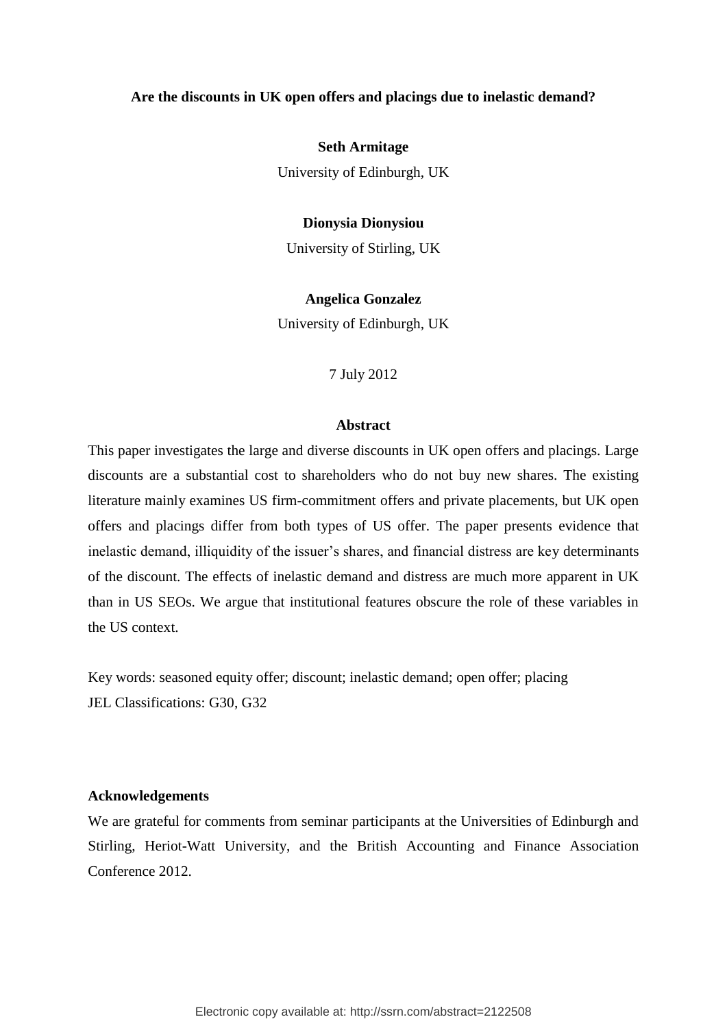# Are the discounts in UK open offers and placings due to inelastic demand?

**Seth Armitage**

University of Edinburgh, UK

**Dionysia Dionysiou**

University of Stirling, UK

**Angelica Gonzalez**

University of Edinburgh, UK

7 July 2012

## Abstract

This paper investigates the large and diverse discounts in UK open offers and placings. Large discounts are a substantial cost to shareholders who do not buy new shares. The existing literature mainly examines US firm-commitment offers and private placements, but UK open offers and placings differ from both types of US offer. The paper presents evidence that inelastic demand, illiquidity of the issuer's shares, and financial distress are key determinants of the discount. The effects of inelastic demand and distress are much more apparent in UK than in US SEOs. We argue that institutional features obscure the role of these variables in the US context.

Key words: seasoned equity offer; discount; inelastic demand; open offer; placing

JEL Classifications: G30, G32

### Acknowledgements

We are grateful for comments from seminar participants at the Universities of Edinburgh and Stirling, Heriot-Watt University, and the British Accounting and Finance Association Conference 2012.

Electronic copy available at: http://ssrn.com/abstract=2122508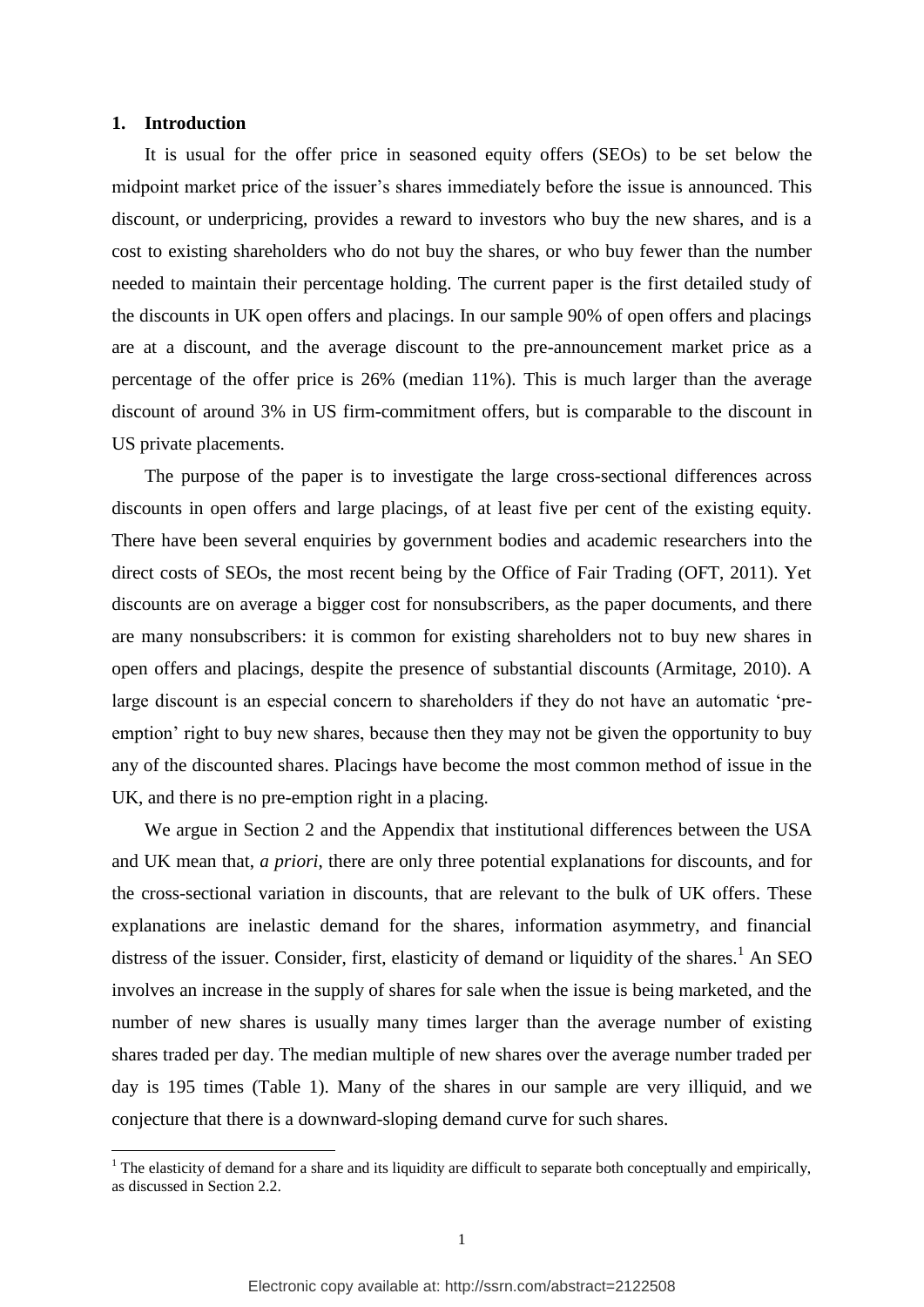## 1. Introduction

It is usual for the offer price in seasoned equity offers (SEOs) to be set below the midpoint market price of the issuer's shares immediately before the issue is announced. This discount, or underpricing, provides a reward to investors who buy the new shares, and is a cost to existing shareholders who do not buy the shares, or who buy fewer than the number needed to maintain their percentage holding. The current paper is the first detailed study of the discounts in UK open offers and placings. In our sample 90% of open offers and placings are at a discount, and the average discount to the pre-announcement market price as a percentage of the offer price is 26% (median 11%). This is much larger than the average discount of around 3% in US firm-commitment offers, but is comparable to the discount in US private placements.

The purpose of the paper is to investigate the large cross-sectional differences across discounts in open offers and large placings, of at least five per cent of the existing equity. There have been several enquiries by government bodies and academic researchers into the direct costs of SEOs, the most recent being by the Office of Fair Trading (OFT, 2011). Yet discounts are on average a bigger cost for nonsubscribers, as the paper documents, and there are many nonsubscribers: it is common for existing shareholders not to buy new shares in open offers and placings, despite the presence of substantial discounts (Armitage, 2010). A large discount is an especial concern to shareholders if they do not have an automatic 'pre-emption' right to buy new shares, because then they may not be given the opportunity to buy any of the discounted shares. Placings have become the most common method of issue in the UK, and there is no pre-emption right in a placing.

We argue in Section 2 and the Appendix that institutional differences between the USA and UK mean that, *a priori*, there are only three potential explanations for discounts, and for the cross-sectional variation in discounts, that are relevant to the bulk of UK offers. These explanations are inelastic demand for the shares, information asymmetry, and financial distress of the issuer. Consider, first, elasticity of demand or liquidity of the shares.[1] An SEO involves an increase in the supply of shares for sale when the issue is being marketed, and the number of new shares is usually many times larger than the average number of existing shares traded per day. The median multiple of new shares over the average number traded per day is 195 times (Table 1). Many of the shares in our sample are very illiquid, and we conjecture that there is a downward-sloping demand curve for such shares.

[1] The elasticity of demand for a share and its liquidity are difficult to separate both conceptually and empirically, as discussed in Section 2.2.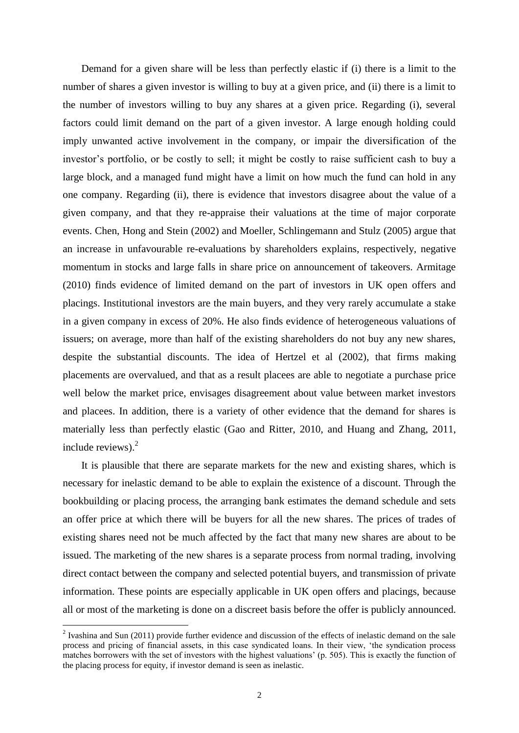Demand for a given share will be less than perfectly elastic if (i) there is a limit to the number of shares a given investor is willing to buy at a given price, and (ii) there is a limit to the number of investors willing to buy any shares at a given price. Regarding (i), several factors could limit demand on the part of a given investor. A large enough holding could imply unwanted active involvement in the company, or impair the diversification of the investor's portfolio, or be costly to sell; it might be costly to raise sufficient cash to buy a large block, and a managed fund might have a limit on how much the fund can hold in any one company. Regarding (ii), there is evidence that investors disagree about the value of a given company, and that they re-appraise their valuations at the time of major corporate events. Chen, Hong and Stein (2002) and Moeller, Schlingemann and Stulz (2005) argue that an increase in unfavourable re-evaluations by shareholders explains, respectively, negative momentum in stocks and large falls in share price on announcement of takeovers. Armitage (2010) finds evidence of limited demand on the part of investors in UK open offers and placings. Institutional investors are the main buyers, and they very rarely accumulate a stake in a given company in excess of 20%. He also finds evidence of heterogeneous valuations of issuers; on average, more than half of the existing shareholders do not buy any new shares, despite the substantial discounts. The idea of Hertzel et al (2002), that firms making placements are overvalued, and that as a result placees are able to negotiate a purchase price well below the market price, envisages disagreement about value between market investors and placees. In addition, there is a variety of other evidence that the demand for shares is materially less than perfectly elastic (Gao and Ritter, 2010, and Huang and Zhang, 2011, include reviews).[2]

It is plausible that there are separate markets for the new and existing shares, which is necessary for inelastic demand to be able to explain the existence of a discount. Through the bookbuilding or placing process, the arranging bank estimates the demand schedule and sets an offer price at which there will be buyers for all the new shares. The prices of trades of existing shares need not be much affected by the fact that many new shares are about to be issued. The marketing of the new shares is a separate process from normal trading, involving direct contact between the company and selected potential buyers, and transmission of private information. These points are especially applicable in UK open offers and placings, because all or most of the marketing is done on a discreet basis before the offer is publicly announced.

[2] Ivashina and Sun (2011) provide further evidence and discussion of the effects of inelastic demand on the sale process and pricing of financial assets, in this case syndicated loans. In their view, 'the syndication process matches borrowers with the set of investors with the highest valuations' (p. 505). This is exactly the function of the placing process for equity, if investor demand is seen as inelastic.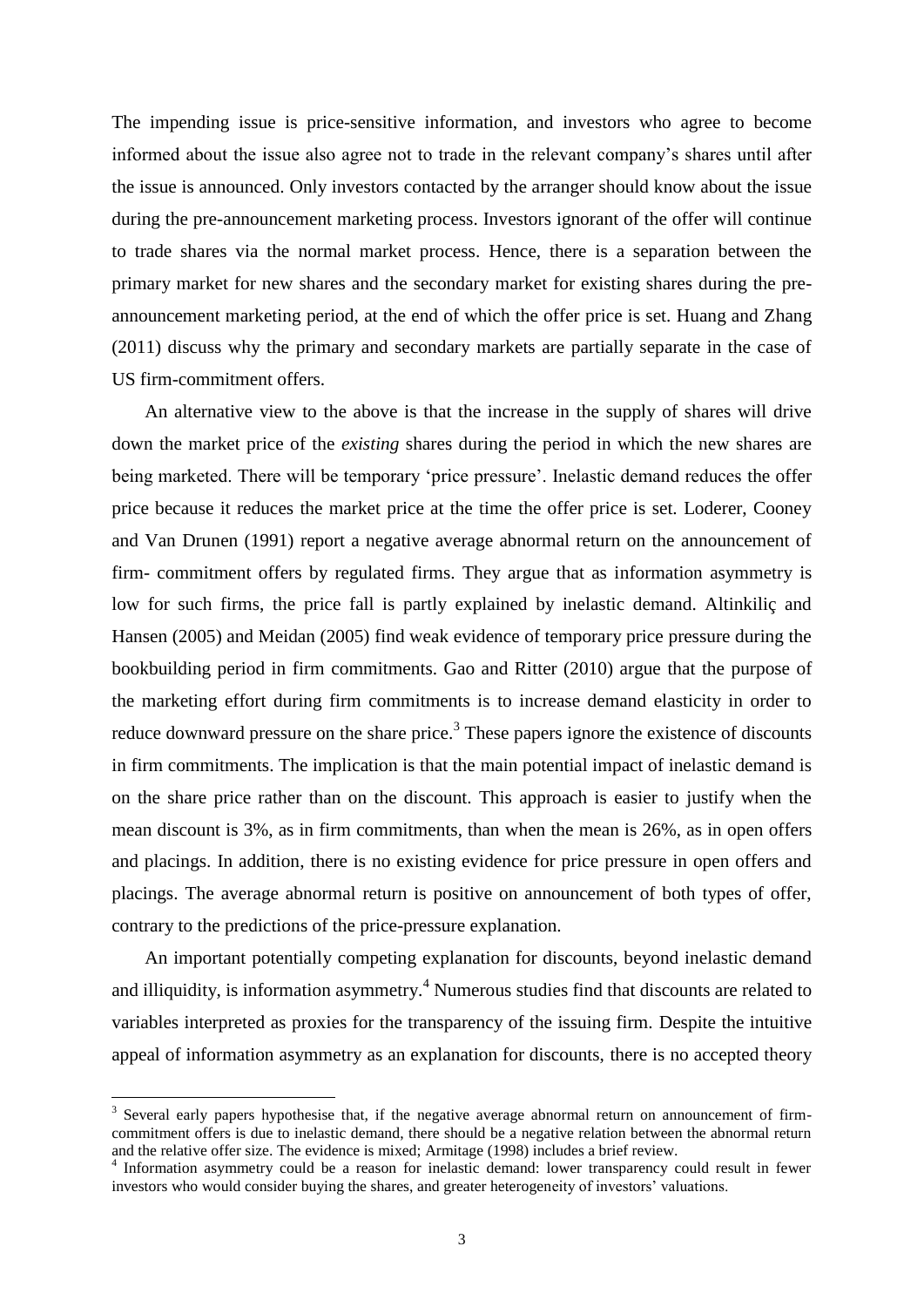The impending issue is price-sensitive information, and investors who agree to become informed about the issue also agree not to trade in the relevant company's shares until after the issue is announced. Only investors contacted by the arranger should know about the issue during the pre-announcement marketing process. Investors ignorant of the offer will continue to trade shares via the normal market process. Hence, there is a separation between the primary market for new shares and the secondary market for existing shares during the pre-announcement marketing period, at the end of which the offer price is set. Huang and Zhang (2011) discuss why the primary and secondary markets are partially separate in the case of US firm-commitment offers.

An alternative view to the above is that the increase in the supply of shares will drive down the market price of the *existing* shares during the period in which the new shares are being marketed. There will be temporary 'price pressure'. Inelastic demand reduces the offer price because it reduces the market price at the time the offer price is set. Loderer, Cooney and Van Drunen (1991) report a negative average abnormal return on the announcement of firm- commitment offers by regulated firms. They argue that as information asymmetry is low for such firms, the price fall is partly explained by inelastic demand. Altinkiliç and Hansen (2005) and Meidan (2005) find weak evidence of temporary price pressure during the bookbuilding period in firm commitments. Gao and Ritter (2010) argue that the purpose of the marketing effort during firm commitments is to increase demand elasticity in order to reduce downward pressure on the share price.[3] These papers ignore the existence of discounts in firm commitments. The implication is that the main potential impact of inelastic demand is on the share price rather than on the discount. This approach is easier to justify when the mean discount is 3%, as in firm commitments, than when the mean is 26%, as in open offers and placings. In addition, there is no existing evidence for price pressure in open offers and placings. The average abnormal return is positive on announcement of both types of offer, contrary to the predictions of the price-pressure explanation.

An important potentially competing explanation for discounts, beyond inelastic demand and illiquidity, is information asymmetry.[4] Numerous studies find that discounts are related to variables interpreted as proxies for the transparency of the issuing firm. Despite the intuitive appeal of information asymmetry as an explanation for discounts, there is no accepted theory

[3] Several early papers hypothesise that, if the negative average abnormal return on announcement of firm-commitment offers is due to inelastic demand, there should be a negative relation between the abnormal return and the relative offer size. The evidence is mixed; Armitage (1998) includes a brief review.

[4] Information asymmetry could be a reason for inelastic demand: lower transparency could result in fewer investors who would consider buying the shares, and greater heterogeneity of investors' valuations.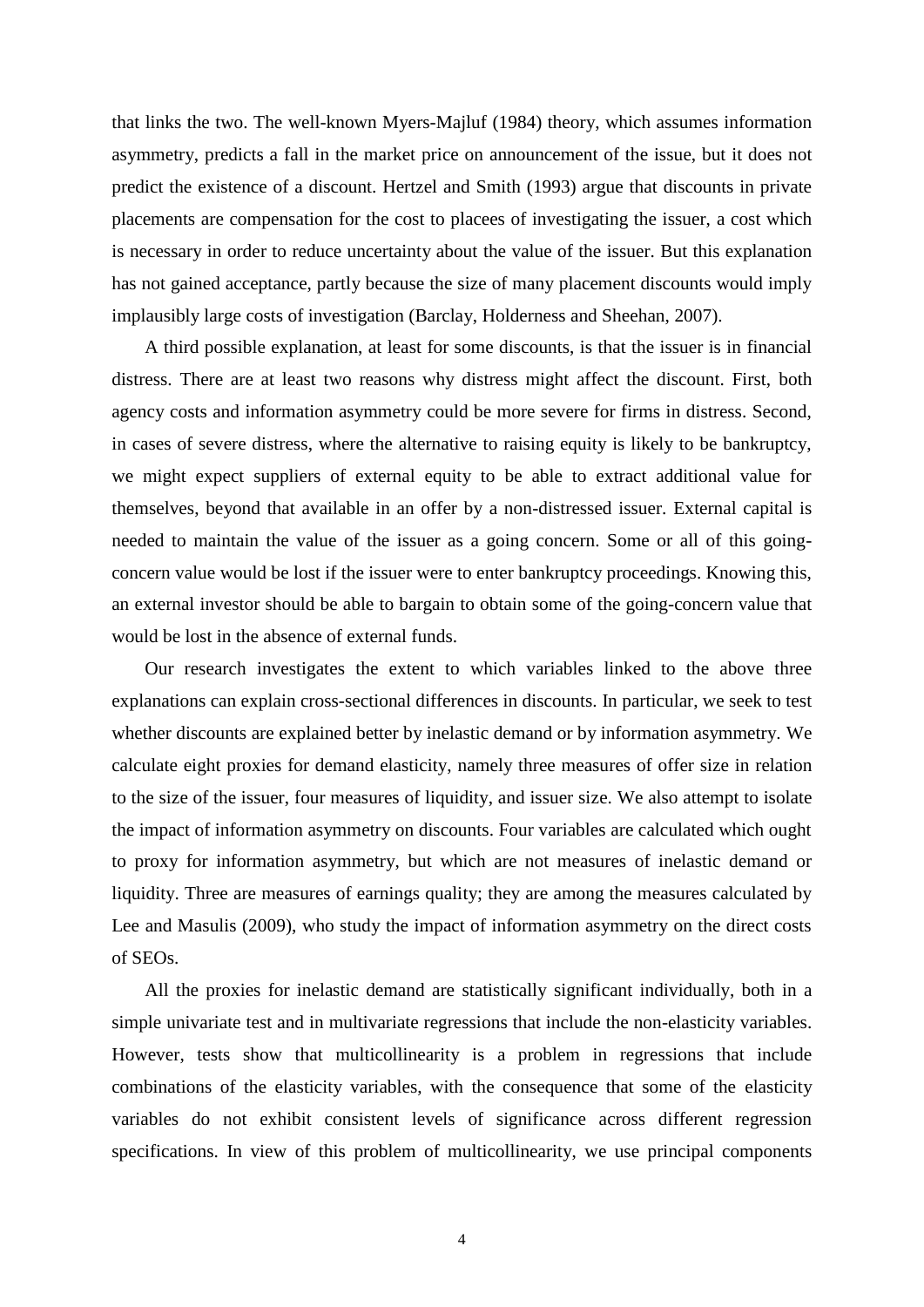that links the two. The well-known Myers-Majluf (1984) theory, which assumes information asymmetry, predicts a fall in the market price on announcement of the issue, but it does not predict the existence of a discount. Hertzel and Smith (1993) argue that discounts in private placements are compensation for the cost to placees of investigating the issuer, a cost which is necessary in order to reduce uncertainty about the value of the issuer. But this explanation has not gained acceptance, partly because the size of many placement discounts would imply implausibly large costs of investigation (Barclay, Holderness and Sheehan, 2007).

A third possible explanation, at least for some discounts, is that the issuer is in financial distress. There are at least two reasons why distress might affect the discount. First, both agency costs and information asymmetry could be more severe for firms in distress. Second, in cases of severe distress, where the alternative to raising equity is likely to be bankruptcy, we might expect suppliers of external equity to be able to extract additional value for themselves, beyond that available in an offer by a non-distressed issuer. External capital is needed to maintain the value of the issuer as a going concern. Some or all of this going-concern value would be lost if the issuer were to enter bankruptcy proceedings. Knowing this, an external investor should be able to bargain to obtain some of the going-concern value that would be lost in the absence of external funds.

Our research investigates the extent to which variables linked to the above three explanations can explain cross-sectional differences in discounts. In particular, we seek to test whether discounts are explained better by inelastic demand or by information asymmetry. We calculate eight proxies for demand elasticity, namely three measures of offer size in relation to the size of the issuer, four measures of liquidity, and issuer size. We also attempt to isolate the impact of information asymmetry on discounts. Four variables are calculated which ought to proxy for information asymmetry, but which are not measures of inelastic demand or liquidity. Three are measures of earnings quality; they are among the measures calculated by Lee and Masulis (2009), who study the impact of information asymmetry on the direct costs of SEOs.

All the proxies for inelastic demand are statistically significant individually, both in a simple univariate test and in multivariate regressions that include the non-elasticity variables. However, tests show that multicollinearity is a problem in regressions that include combinations of the elasticity variables, with the consequence that some of the elasticity variables do not exhibit consistent levels of significance across different regression specifications. In view of this problem of multicollinearity, we use principal components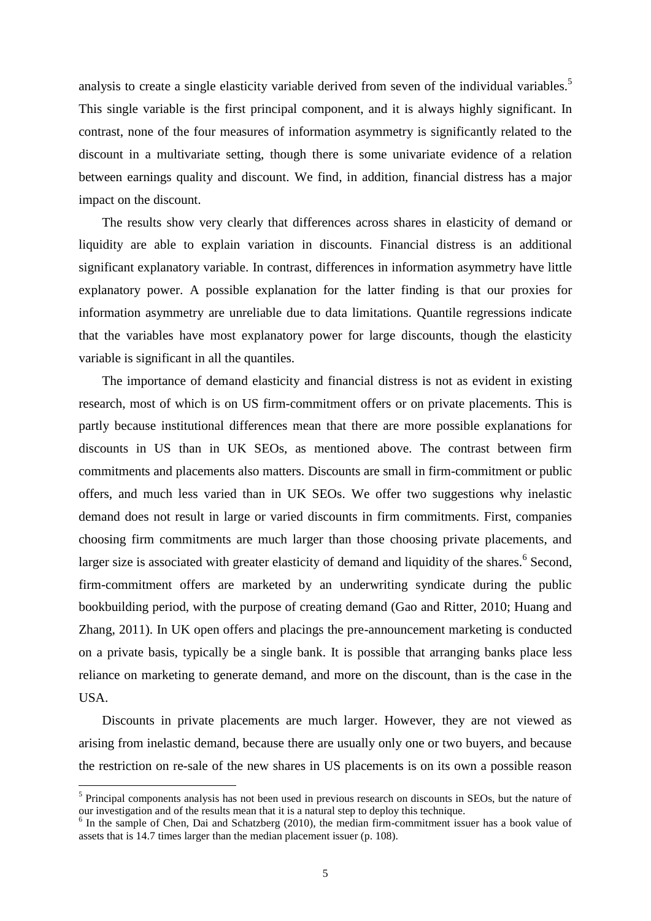analysis to create a single elasticity variable derived from seven of the individual variables.[5] This single variable is the first principal component, and it is always highly significant. In contrast, none of the four measures of information asymmetry is significantly related to the discount in a multivariate setting, though there is some univariate evidence of a relation between earnings quality and discount. We find, in addition, financial distress has a major impact on the discount.

The results show very clearly that differences across shares in elasticity of demand or liquidity are able to explain variation in discounts. Financial distress is an additional significant explanatory variable. In contrast, differences in information asymmetry have little explanatory power. A possible explanation for the latter finding is that our proxies for information asymmetry are unreliable due to data limitations. Quantile regressions indicate that the variables have most explanatory power for large discounts, though the elasticity variable is significant in all the quantiles.

The importance of demand elasticity and financial distress is not as evident in existing research, most of which is on US firm-commitment offers or on private placements. This is partly because institutional differences mean that there are more possible explanations for discounts in US than in UK SEOs, as mentioned above. The contrast between firm commitments and placements also matters. Discounts are small in firm-commitment or public offers, and much less varied than in UK SEOs. We offer two suggestions why inelastic demand does not result in large or varied discounts in firm commitments. First, companies choosing firm commitments are much larger than those choosing private placements, and larger size is associated with greater elasticity of demand and liquidity of the shares.[6] Second, firm-commitment offers are marketed by an underwriting syndicate during the public bookbuilding period, with the purpose of creating demand (Gao and Ritter, 2010; Huang and Zhang, 2011). In UK open offers and placings the pre-announcement marketing is conducted on a private basis, typically be a single bank. It is possible that arranging banks place less reliance on marketing to generate demand, and more on the discount, than is the case in the USA.

Discounts in private placements are much larger. However, they are not viewed as arising from inelastic demand, because there are usually only one or two buyers, and because the restriction on re-sale of the new shares in US placements is on its own a possible reason

---

[5] Principal components analysis has not been used in previous research on discounts in SEOs, but the nature of our investigation and of the results mean that it is a natural step to deploy this technique.

[6] In the sample of Chen, Dai and Schatzberg (2010), the median firm-commitment issuer has a book value of assets that is 14.7 times larger than the median placement issuer (p. 108).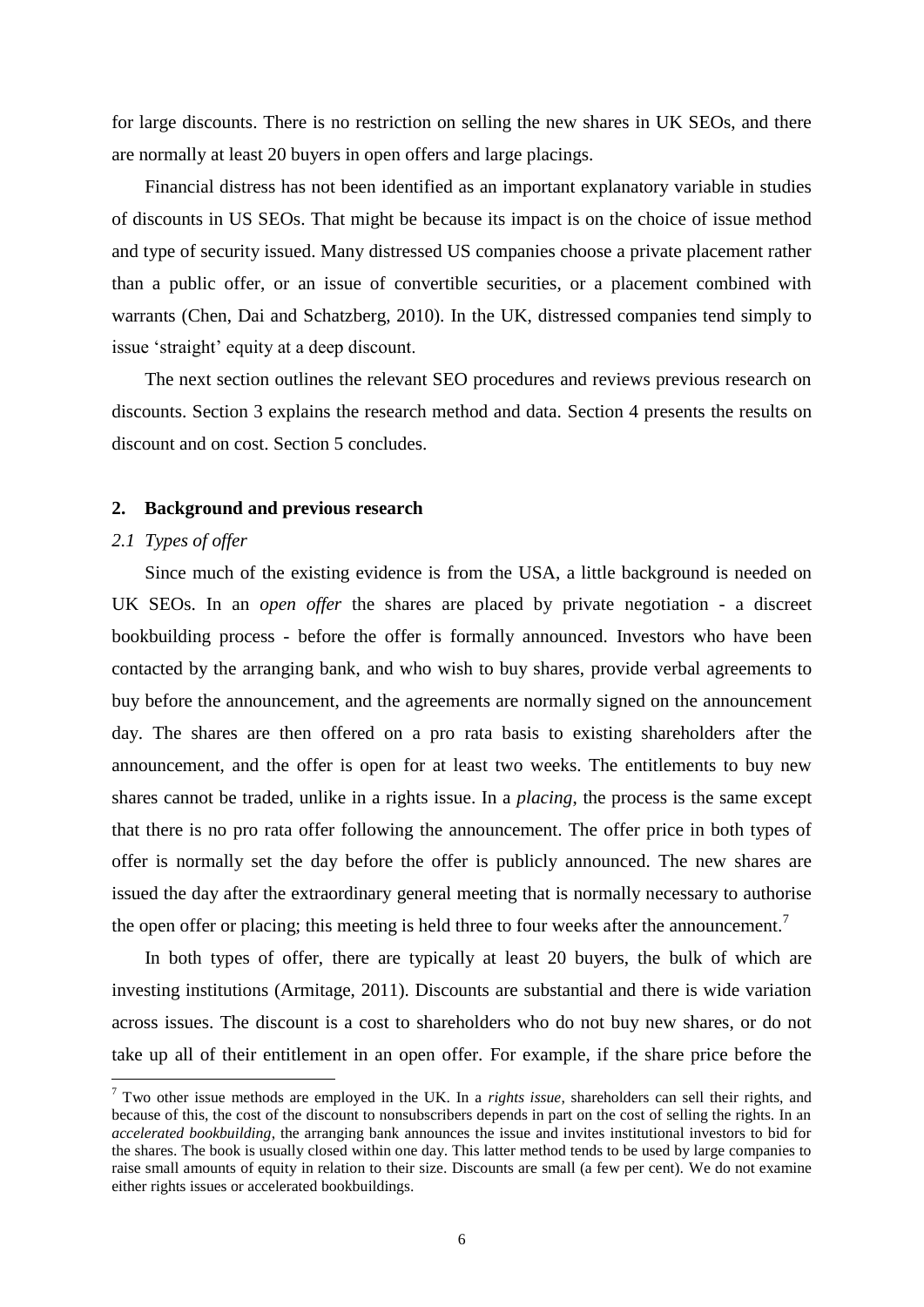for large discounts. There is no restriction on selling the new shares in UK SEOs, and there are normally at least 20 buyers in open offers and large placings.

Financial distress has not been identified as an important explanatory variable in studies of discounts in US SEOs. That might be because its impact is on the choice of issue method and type of security issued. Many distressed US companies choose a private placement rather than a public offer, or an issue of convertible securities, or a placement combined with warrants (Chen, Dai and Schatzberg, 2010). In the UK, distressed companies tend simply to issue 'straight' equity at a deep discount.

The next section outlines the relevant SEO procedures and reviews previous research on discounts. Section 3 explains the research method and data. Section 4 presents the results on discount and on cost. Section 5 concludes.

## 2. Background and previous research

### *2.1 Types of offer*

Since much of the existing evidence is from the USA, a little background is needed on UK SEOs. In an *open offer* the shares are placed by private negotiation - a discreet bookbuilding process - before the offer is formally announced. Investors who have been contacted by the arranging bank, and who wish to buy shares, provide verbal agreements to buy before the announcement, and the agreements are normally signed on the announcement day. The shares are then offered on a pro rata basis to existing shareholders after the announcement, and the offer is open for at least two weeks. The entitlements to buy new shares cannot be traded, unlike in a rights issue. In a *placing*, the process is the same except that there is no pro rata offer following the announcement. The offer price in both types of offer is normally set the day before the offer is publicly announced. The new shares are issued the day after the extraordinary general meeting that is normally necessary to authorise the open offer or placing; this meeting is held three to four weeks after the announcement.[7]

In both types of offer, there are typically at least 20 buyers, the bulk of which are investing institutions (Armitage, 2011). Discounts are substantial and there is wide variation across issues. The discount is a cost to shareholders who do not buy new shares, or do not take up all of their entitlement in an open offer. For example, if the share price before the

[7] Two other issue methods are employed in the UK. In a *rights issue*, shareholders can sell their rights, and because of this, the cost of the discount to nonsubscribers depends in part on the cost of selling the rights. In an *accelerated bookbuilding*, the arranging bank announces the issue and invites institutional investors to bid for the shares. The book is usually closed within one day. This latter method tends to be used by large companies to raise small amounts of equity in relation to their size. Discounts are small (a few per cent). We do not examine either rights issues or accelerated bookbuildings.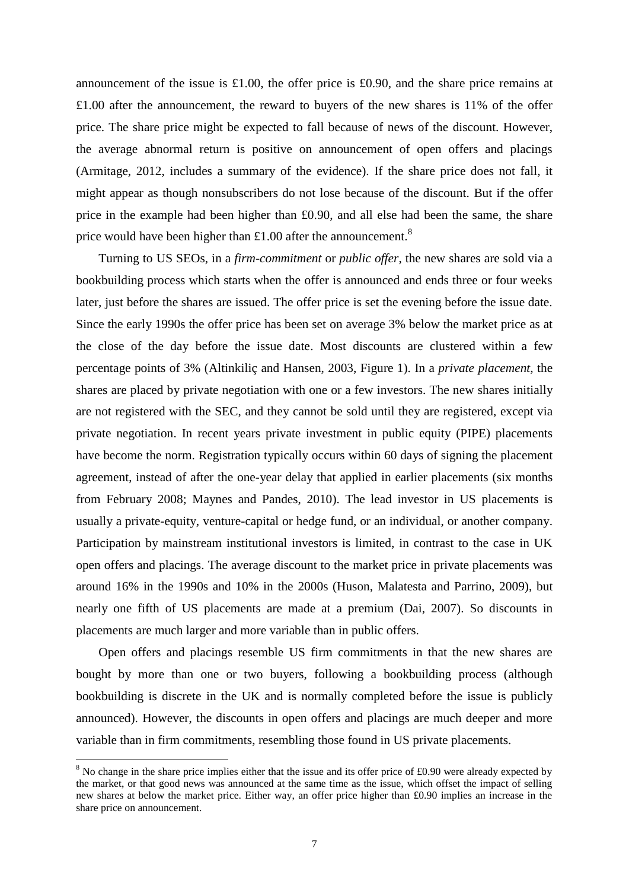announcement of the issue is £1.00, the offer price is £0.90, and the share price remains at £1.00 after the announcement, the reward to buyers of the new shares is 11% of the offer price. The share price might be expected to fall because of news of the discount. However, the average abnormal return is positive on announcement of open offers and placings (Armitage, 2012, includes a summary of the evidence). If the share price does not fall, it might appear as though nonsubscribers do not lose because of the discount. But if the offer price in the example had been higher than £0.90, and all else had been the same, the share price would have been higher than £1.00 after the announcement.[8]

Turning to US SEOs, in a *firm-commitment* or *public offer*, the new shares are sold via a bookbuilding process which starts when the offer is announced and ends three or four weeks later, just before the shares are issued. The offer price is set the evening before the issue date. Since the early 1990s the offer price has been set on average 3% below the market price as at the close of the day before the issue date. Most discounts are clustered within a few percentage points of 3% (Altinkiliç and Hansen, 2003, Figure 1). In a *private placement*, the shares are placed by private negotiation with one or a few investors. The new shares initially are not registered with the SEC, and they cannot be sold until they are registered, except via private negotiation. In recent years private investment in public equity (PIPE) placements have become the norm. Registration typically occurs within 60 days of signing the placement agreement, instead of after the one-year delay that applied in earlier placements (six months from February 2008; Maynes and Pandes, 2010). The lead investor in US placements is usually a private-equity, venture-capital or hedge fund, or an individual, or another company. Participation by mainstream institutional investors is limited, in contrast to the case in UK open offers and placings. The average discount to the market price in private placements was around 16% in the 1990s and 10% in the 2000s (Huson, Malatesta and Parrino, 2009), but nearly one fifth of US placements are made at a premium (Dai, 2007). So discounts in placements are much larger and more variable than in public offers.

Open offers and placings resemble US firm commitments in that the new shares are bought by more than one or two buyers, following a bookbuilding process (although bookbuilding is discrete in the UK and is normally completed before the issue is publicly announced). However, the discounts in open offers and placings are much deeper and more variable than in firm commitments, resembling those found in US private placements.

[8] No change in the share price implies either that the issue and its offer price of £0.90 were already expected by the market, or that good news was announced at the same time as the issue, which offset the impact of selling new shares at below the market price. Either way, an offer price higher than £0.90 implies an increase in the share price on announcement.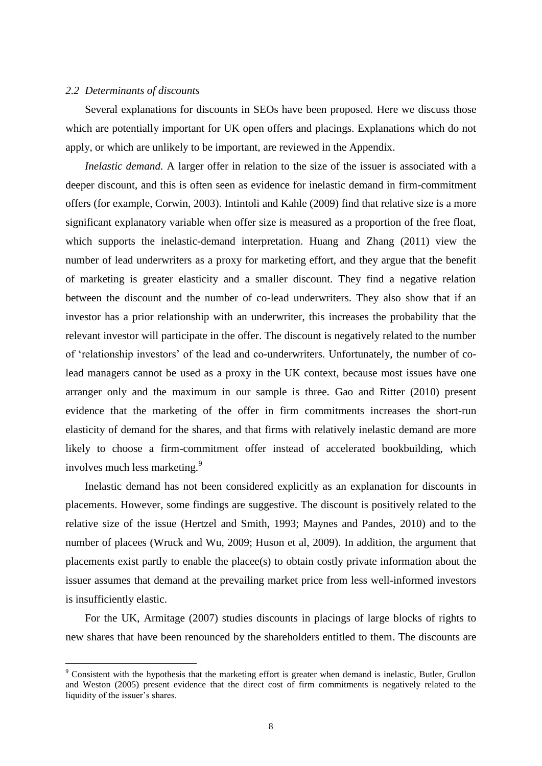### *2.2 Determinants of discounts*

Several explanations for discounts in SEOs have been proposed. Here we discuss those which are potentially important for UK open offers and placings. Explanations which do not apply, or which are unlikely to be important, are reviewed in the Appendix.

*Inelastic demand.* A larger offer in relation to the size of the issuer is associated with a deeper discount, and this is often seen as evidence for inelastic demand in firm-commitment offers (for example, Corwin, 2003). Intintoli and Kahle (2009) find that relative size is a more significant explanatory variable when offer size is measured as a proportion of the free float, which supports the inelastic-demand interpretation. Huang and Zhang (2011) view the number of lead underwriters as a proxy for marketing effort, and they argue that the benefit of marketing is greater elasticity and a smaller discount. They find a negative relation between the discount and the number of co-lead underwriters. They also show that if an investor has a prior relationship with an underwriter, this increases the probability that the relevant investor will participate in the offer. The discount is negatively related to the number of 'relationship investors' of the lead and co-underwriters. Unfortunately, the number of co-lead managers cannot be used as a proxy in the UK context, because most issues have one arranger only and the maximum in our sample is three. Gao and Ritter (2010) present evidence that the marketing of the offer in firm commitments increases the short-run elasticity of demand for the shares, and that firms with relatively inelastic demand are more likely to choose a firm-commitment offer instead of accelerated bookbuilding, which involves much less marketing.[9]

Inelastic demand has not been considered explicitly as an explanation for discounts in placements. However, some findings are suggestive. The discount is positively related to the relative size of the issue (Hertzel and Smith, 1993; Maynes and Pandes, 2010) and to the number of placees (Wruck and Wu, 2009; Huson et al, 2009). In addition, the argument that placements exist partly to enable the placee(s) to obtain costly private information about the issuer assumes that demand at the prevailing market price from less well-informed investors is insufficiently elastic.

For the UK, Armitage (2007) studies discounts in placings of large blocks of rights to new shares that have been renounced by the shareholders entitled to them. The discounts are

[9] Consistent with the hypothesis that the marketing effort is greater when demand is inelastic, Butler, Grullon and Weston (2005) present evidence that the direct cost of firm commitments is negatively related to the liquidity of the issuer's shares.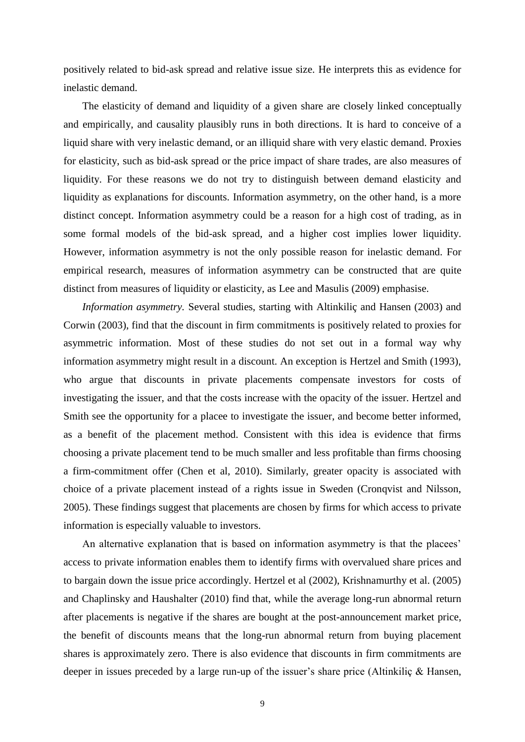positively related to bid-ask spread and relative issue size. He interprets this as evidence for inelastic demand.

The elasticity of demand and liquidity of a given share are closely linked conceptually and empirically, and causality plausibly runs in both directions. It is hard to conceive of a liquid share with very inelastic demand, or an illiquid share with very elastic demand. Proxies for elasticity, such as bid-ask spread or the price impact of share trades, are also measures of liquidity. For these reasons we do not try to distinguish between demand elasticity and liquidity as explanations for discounts. Information asymmetry, on the other hand, is a more distinct concept. Information asymmetry could be a reason for a high cost of trading, as in some formal models of the bid-ask spread, and a higher cost implies lower liquidity. However, information asymmetry is not the only possible reason for inelastic demand. For empirical research, measures of information asymmetry can be constructed that are quite distinct from measures of liquidity or elasticity, as Lee and Masulis (2009) emphasise.

*Information asymmetry.* Several studies, starting with Altinkiliç and Hansen (2003) and Corwin (2003), find that the discount in firm commitments is positively related to proxies for asymmetric information. Most of these studies do not set out in a formal way why information asymmetry might result in a discount. An exception is Hertzel and Smith (1993), who argue that discounts in private placements compensate investors for costs of investigating the issuer, and that the costs increase with the opacity of the issuer. Hertzel and Smith see the opportunity for a placee to investigate the issuer, and become better informed, as a benefit of the placement method. Consistent with this idea is evidence that firms choosing a private placement tend to be much smaller and less profitable than firms choosing a firm-commitment offer (Chen et al, 2010). Similarly, greater opacity is associated with choice of a private placement instead of a rights issue in Sweden (Cronqvist and Nilsson, 2005). These findings suggest that placements are chosen by firms for which access to private information is especially valuable to investors.

An alternative explanation that is based on information asymmetry is that the placees' access to private information enables them to identify firms with overvalued share prices and to bargain down the issue price accordingly. Hertzel et al (2002), Krishnamurthy et al. (2005) and Chaplinsky and Haushalter (2010) find that, while the average long-run abnormal return after placements is negative if the shares are bought at the post-announcement market price, the benefit of discounts means that the long-run abnormal return from buying placement shares is approximately zero. There is also evidence that discounts in firm commitments are deeper in issues preceded by a large run-up of the issuer's share price (Altinkiliç & Hansen,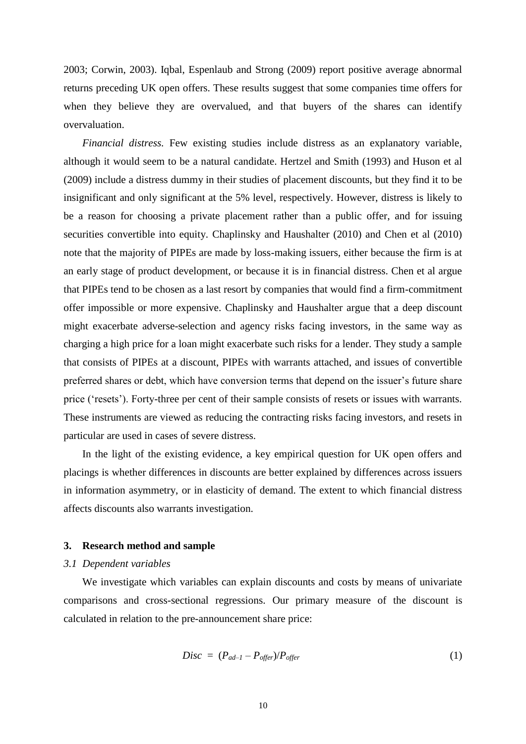2003; Corwin, 2003). Iqbal, Espenlaub and Strong (2009) report positive average abnormal returns preceding UK open offers. These results suggest that some companies time offers for when they believe they are overvalued, and that buyers of the shares can identify overvaluation.

*Financial distress.* Few existing studies include distress as an explanatory variable, although it would seem to be a natural candidate. Hertzel and Smith (1993) and Huson et al (2009) include a distress dummy in their studies of placement discounts, but they find it to be insignificant and only significant at the 5% level, respectively. However, distress is likely to be a reason for choosing a private placement rather than a public offer, and for issuing securities convertible into equity. Chaplinsky and Haushalter (2010) and Chen et al (2010) note that the majority of PIPEs are made by loss-making issuers, either because the firm is at an early stage of product development, or because it is in financial distress. Chen et al argue that PIPEs tend to be chosen as a last resort by companies that would find a firm-commitment offer impossible or more expensive. Chaplinsky and Haushalter argue that a deep discount might exacerbate adverse-selection and agency risks facing investors, in the same way as charging a high price for a loan might exacerbate such risks for a lender. They study a sample that consists of PIPEs at a discount, PIPEs with warrants attached, and issues of convertible preferred shares or debt, which have conversion terms that depend on the issuer's future share price ('resets'). Forty-three per cent of their sample consists of resets or issues with warrants. These instruments are viewed as reducing the contracting risks facing investors, and resets in particular are used in cases of severe distress.

In the light of the existing evidence, a key empirical question for UK open offers and placings is whether differences in discounts are better explained by differences across issuers in information asymmetry, or in elasticity of demand. The extent to which financial distress affects discounts also warrants investigation.

## 3. Research method and sample

### *3.1 Dependent variables*

We investigate which variables can explain discounts and costs by means of univariate comparisons and cross-sectional regressions. Our primary measure of the discount is calculated in relation to the pre-announcement share price:

$$Disc = (P_{ad-1} - P_{offer})/P_{offer} \tag{1}$$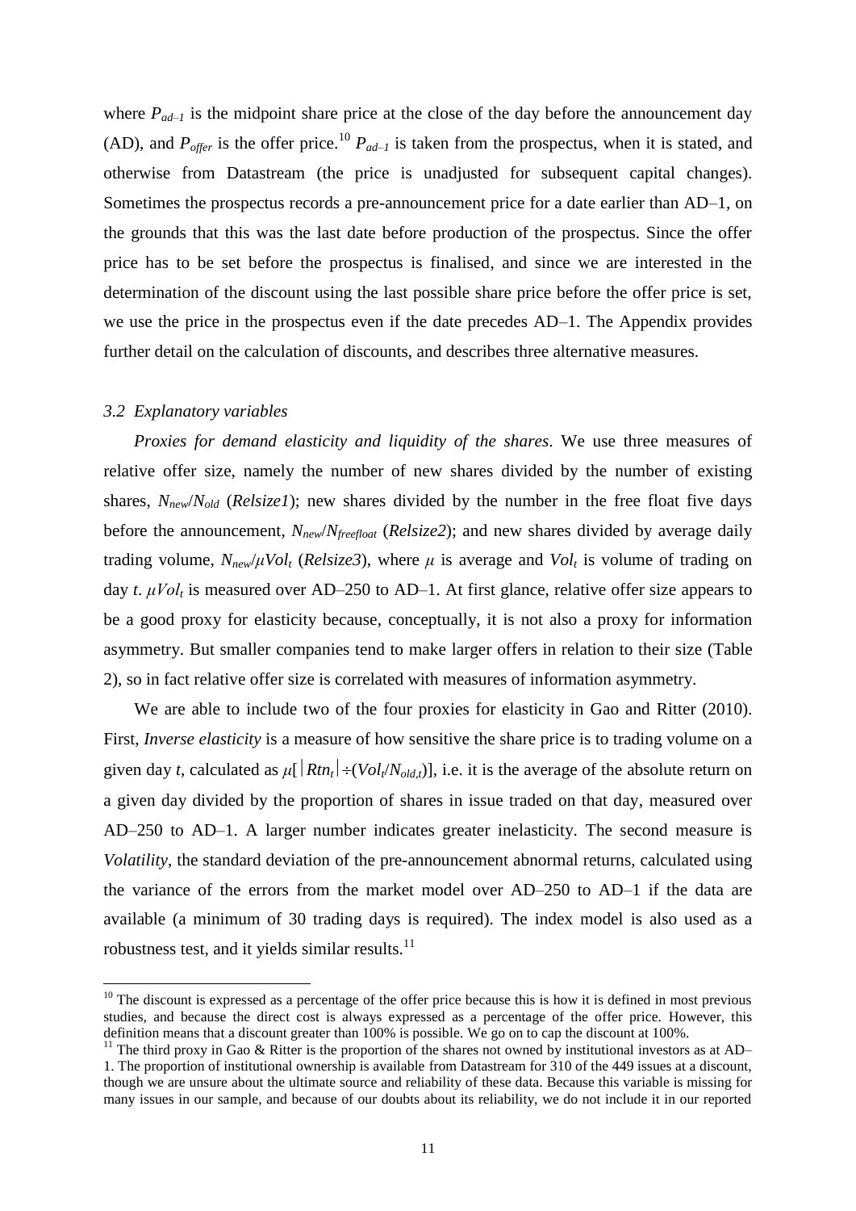where $P_{ad-1}$ is the midpoint share price at the close of the day before the announcement day (AD), and $P_{offer}$ is the offer price.[10] $P_{ad-1}$ is taken from the prospectus, when it is stated, and otherwise from Datastream (the price is unadjusted for subsequent capital changes). Sometimes the prospectus records a pre-announcement price for a date earlier than AD–1, on the grounds that this was the last date before production of the prospectus. Since the offer price has to be set before the prospectus is finalised, and since we are interested in the determination of the discount using the last possible share price before the offer price is set, we use the price in the prospectus even if the date precedes AD–1. The Appendix provides further detail on the calculation of discounts, and describes three alternative measures.

### *3.2 Explanatory variables*

*Proxies for demand elasticity and liquidity of the shares*. We use three measures of relative offer size, namely the number of new shares divided by the number of existing shares, $N_{new}/N_{old}$ (*Relsize1*); new shares divided by the number in the free float five days before the announcement, $N_{new}/N_{freefloat}$ (*Relsize2*); and new shares divided by average daily trading volume, $N_{new}/\mu Vol_t$ (*Relsize3*), where $\mu$ is average and $Vol_t$ is volume of trading on day $t$. $\mu Vol_t$ is measured over AD–250 to AD–1. At first glance, relative offer size appears to be a good proxy for elasticity because, conceptually, it is not also a proxy for information asymmetry. But smaller companies tend to make larger offers in relation to their size (Table 2), so in fact relative offer size is correlated with measures of information asymmetry.

We are able to include two of the four proxies for elasticity in Gao and Ritter (2010). First, *Inverse elasticity* is a measure of how sensitive the share price is to trading volume on a given day $t$, calculated as $\mu[\,|Rtn_t| \div (Vol_t/N_{old,t})]$, i.e. it is the average of the absolute return on a given day divided by the proportion of shares in issue traded on that day, measured over AD–250 to AD–1. A larger number indicates greater inelasticity. The second measure is *Volatility*, the standard deviation of the pre-announcement abnormal returns, calculated using the variance of the errors from the market model over AD–250 to AD–1 if the data are available (a minimum of 30 trading days is required). The index model is also used as a robustness test, and it yields similar results.[11]

---

[10] The discount is expressed as a percentage of the offer price because this is how it is defined in most previous studies, and because the direct cost is always expressed as a percentage of the offer price. However, this definition means that a discount greater than 100% is possible. We go on to cap the discount at 100%.

[11] The third proxy in Gao & Ritter is the proportion of the shares not owned by institutional investors as at AD–1. The proportion of institutional ownership is available from Datastream for 310 of the 449 issues at a discount, though we are unsure about the ultimate source and reliability of these data. Because this variable is missing for many issues in our sample, and because of our doubts about its reliability, we do not include it in our reported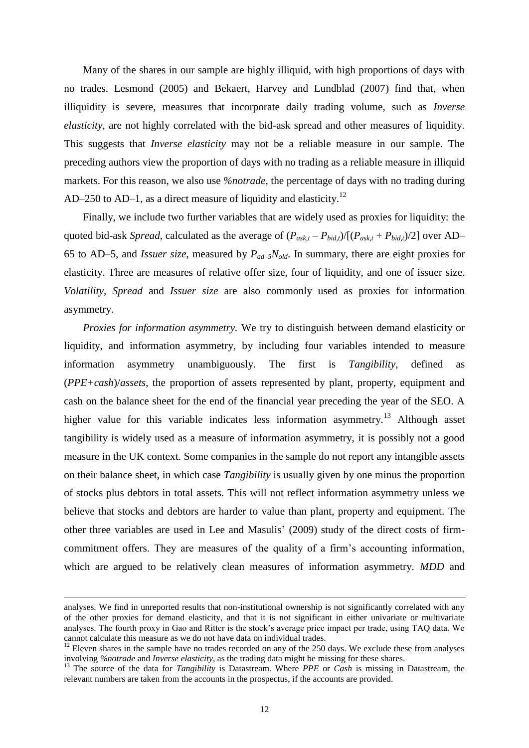Many of the shares in our sample are highly illiquid, with high proportions of days with no trades. Lesmond (2005) and Bekaert, Harvey and Lundblad (2007) find that, when illiquidity is severe, measures that incorporate daily trading volume, such as *Inverse elasticity*, are not highly correlated with the bid-ask spread and other measures of liquidity. This suggests that *Inverse elasticity* may not be a reliable measure in our sample. The preceding authors view the proportion of days with no trading as a reliable measure in illiquid markets. For this reason, we also use *%notrade*, the percentage of days with no trading during AD–250 to AD–1, as a direct measure of liquidity and elasticity.[12]

Finally, we include two further variables that are widely used as proxies for liquidity: the quoted bid-ask *Spread*, calculated as the average of $(P_{ask,t} - P_{bid,t})/[(P_{ask,t} + P_{bid,t})/2]$ over AD–65 to AD–5, and *Issuer size*, measured by $P_{ad-5}N_{old}$. In summary, there are eight proxies for elasticity. Three are measures of relative offer size, four of liquidity, and one of issuer size. *Volatility*, *Spread* and *Issuer size* are also commonly used as proxies for information asymmetry.

*Proxies for information asymmetry.* We try to distinguish between demand elasticity or liquidity, and information asymmetry, by including four variables intended to measure information asymmetry unambiguously. The first is *Tangibility*, defined as (*PPE+cash*)/*assets*, the proportion of assets represented by plant, property, equipment and cash on the balance sheet for the end of the financial year preceding the year of the SEO. A higher value for this variable indicates less information asymmetry.[13] Although asset tangibility is widely used as a measure of information asymmetry, it is possibly not a good measure in the UK context. Some companies in the sample do not report any intangible assets on their balance sheet, in which case *Tangibility* is usually given by one minus the proportion of stocks plus debtors in total assets. This will not reflect information asymmetry unless we believe that stocks and debtors are harder to value than plant, property and equipment. The other three variables are used in Lee and Masulis' (2009) study of the direct costs of firm-commitment offers. They are measures of the quality of a firm's accounting information, which are argued to be relatively clean measures of information asymmetry. *MDD* and

---

analyses. We find in unreported results that non-institutional ownership is not significantly correlated with any of the other proxies for demand elasticity, and that it is not significant in either univariate or multivariate analyses. The fourth proxy in Gao and Ritter is the stock's average price impact per trade, using TAQ data. We cannot calculate this measure as we do not have data on individual trades.

[12] Eleven shares in the sample have no trades recorded on any of the 250 days. We exclude these from analyses involving *%notrade* and *Inverse elasticity*, as the trading data might be missing for these shares.

[13] The source of the data for *Tangibility* is Datastream. Where *PPE* or *Cash* is missing in Datastream, the relevant numbers are taken from the accounts in the prospectus, if the accounts are provided.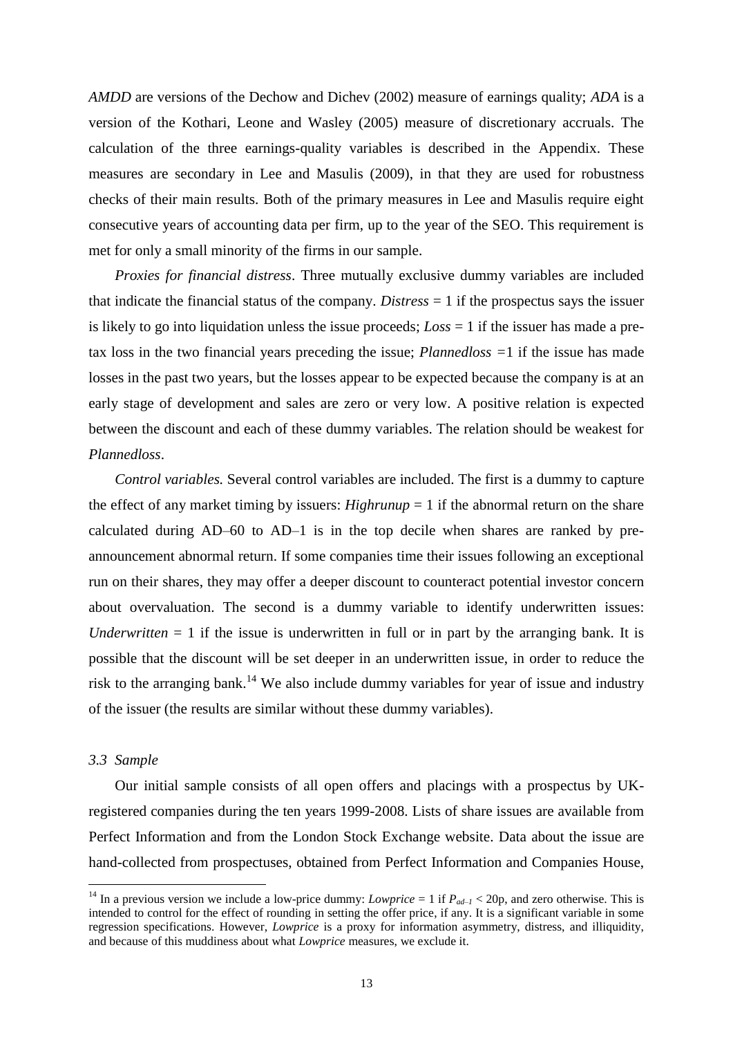*AMDD* are versions of the Dechow and Dichev (2002) measure of earnings quality; *ADA* is a version of the Kothari, Leone and Wasley (2005) measure of discretionary accruals. The calculation of the three earnings-quality variables is described in the Appendix. These measures are secondary in Lee and Masulis (2009), in that they are used for robustness checks of their main results. Both of the primary measures in Lee and Masulis require eight consecutive years of accounting data per firm, up to the year of the SEO. This requirement is met for only a small minority of the firms in our sample.

*Proxies for financial distress*. Three mutually exclusive dummy variables are included that indicate the financial status of the company. *Distress* = 1 if the prospectus says the issuer is likely to go into liquidation unless the issue proceeds; *Loss* = 1 if the issuer has made a pre-tax loss in the two financial years preceding the issue; *Plannedloss* =1 if the issue has made losses in the past two years, but the losses appear to be expected because the company is at an early stage of development and sales are zero or very low. A positive relation is expected between the discount and each of these dummy variables. The relation should be weakest for *Plannedloss*.

*Control variables.* Several control variables are included. The first is a dummy to capture the effect of any market timing by issuers: *Highrunup* = 1 if the abnormal return on the share calculated during AD–60 to AD–1 is in the top decile when shares are ranked by pre-announcement abnormal return. If some companies time their issues following an exceptional run on their shares, they may offer a deeper discount to counteract potential investor concern about overvaluation. The second is a dummy variable to identify underwritten issues: *Underwritten* = 1 if the issue is underwritten in full or in part by the arranging bank. It is possible that the discount will be set deeper in an underwritten issue, in order to reduce the risk to the arranging bank.[14] We also include dummy variables for year of issue and industry of the issuer (the results are similar without these dummy variables).

### *3.3 Sample*

Our initial sample consists of all open offers and placings with a prospectus by UK-registered companies during the ten years 1999-2008. Lists of share issues are available from Perfect Information and from the London Stock Exchange website. Data about the issue are hand-collected from prospectuses, obtained from Perfect Information and Companies House,

[14] In a previous version we include a low-price dummy: *Lowprice* = 1 if $P_{ad-1}$ < 20p, and zero otherwise. This is intended to control for the effect of rounding in setting the offer price, if any. It is a significant variable in some regression specifications. However, *Lowprice* is a proxy for information asymmetry, distress, and illiquidity, and because of this muddiness about what *Lowprice* measures, we exclude it.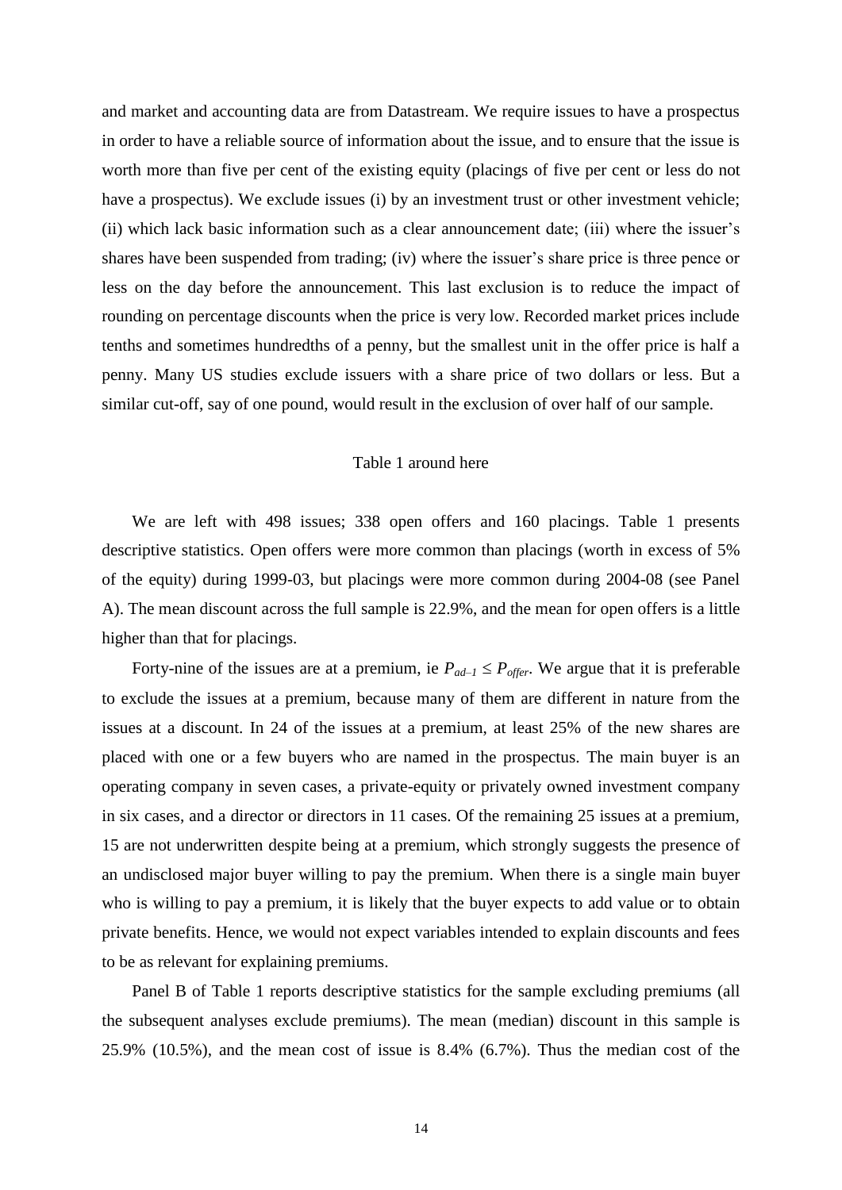and market and accounting data are from Datastream. We require issues to have a prospectus in order to have a reliable source of information about the issue, and to ensure that the issue is worth more than five per cent of the existing equity (placings of five per cent or less do not have a prospectus). We exclude issues (i) by an investment trust or other investment vehicle; (ii) which lack basic information such as a clear announcement date; (iii) where the issuer's shares have been suspended from trading; (iv) where the issuer's share price is three pence or less on the day before the announcement. This last exclusion is to reduce the impact of rounding on percentage discounts when the price is very low. Recorded market prices include tenths and sometimes hundredths of a penny, but the smallest unit in the offer price is half a penny. Many US studies exclude issuers with a share price of two dollars or less. But a similar cut-off, say of one pound, would result in the exclusion of over half of our sample.

Table 1 around here

We are left with 498 issues; 338 open offers and 160 placings. Table 1 presents descriptive statistics. Open offers were more common than placings (worth in excess of 5% of the equity) during 1999-03, but placings were more common during 2004-08 (see Panel A). The mean discount across the full sample is 22.9%, and the mean for open offers is a little higher than that for placings.

Forty-nine of the issues are at a premium, ie $P_{ad-1} \leq P_{offer}$. We argue that it is preferable to exclude the issues at a premium, because many of them are different in nature from the issues at a discount. In 24 of the issues at a premium, at least 25% of the new shares are placed with one or a few buyers who are named in the prospectus. The main buyer is an operating company in seven cases, a private-equity or privately owned investment company in six cases, and a director or directors in 11 cases. Of the remaining 25 issues at a premium, 15 are not underwritten despite being at a premium, which strongly suggests the presence of an undisclosed major buyer willing to pay the premium. When there is a single main buyer who is willing to pay a premium, it is likely that the buyer expects to add value or to obtain private benefits. Hence, we would not expect variables intended to explain discounts and fees to be as relevant for explaining premiums.

Panel B of Table 1 reports descriptive statistics for the sample excluding premiums (all the subsequent analyses exclude premiums). The mean (median) discount in this sample is 25.9% (10.5%), and the mean cost of issue is 8.4% (6.7%). Thus the median cost of the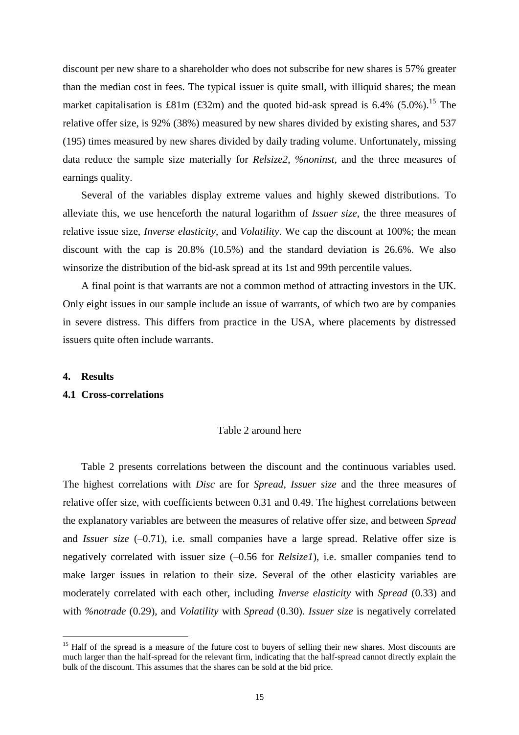discount per new share to a shareholder who does not subscribe for new shares is 57% greater than the median cost in fees. The typical issuer is quite small, with illiquid shares; the mean market capitalisation is £81m (£32m) and the quoted bid-ask spread is 6.4% (5.0%).[15] The relative offer size, is 92% (38%) measured by new shares divided by existing shares, and 537 (195) times measured by new shares divided by daily trading volume. Unfortunately, missing data reduce the sample size materially for *Relsize2*, *%noninst*, and the three measures of earnings quality.

Several of the variables display extreme values and highly skewed distributions. To alleviate this, we use henceforth the natural logarithm of *Issuer size*, the three measures of relative issue size, *Inverse elasticity*, and *Volatility*. We cap the discount at 100%; the mean discount with the cap is 20.8% (10.5%) and the standard deviation is 26.6%. We also winsorize the distribution of the bid-ask spread at its 1st and 99th percentile values.

A final point is that warrants are not a common method of attracting investors in the UK. Only eight issues in our sample include an issue of warrants, of which two are by companies in severe distress. This differs from practice in the USA, where placements by distressed issuers quite often include warrants.

## 4. Results

### 4.1 Cross-correlations

Table 2 around here

Table 2 presents correlations between the discount and the continuous variables used. The highest correlations with *Disc* are for *Spread*, *Issuer size* and the three measures of relative offer size, with coefficients between 0.31 and 0.49. The highest correlations between the explanatory variables are between the measures of relative offer size, and between *Spread* and *Issuer size* (–0.71), i.e. small companies have a large spread. Relative offer size is negatively correlated with issuer size (–0.56 for *Relsize1*), i.e. smaller companies tend to make larger issues in relation to their size. Several of the other elasticity variables are moderately correlated with each other, including *Inverse elasticity* with *Spread* (0.33) and with *%notrade* (0.29), and *Volatility* with *Spread* (0.30). *Issuer size* is negatively correlated

[15] Half of the spread is a measure of the future cost to buyers of selling their new shares. Most discounts are much larger than the half-spread for the relevant firm, indicating that the half-spread cannot directly explain the bulk of the discount. This assumes that the shares can be sold at the bid price.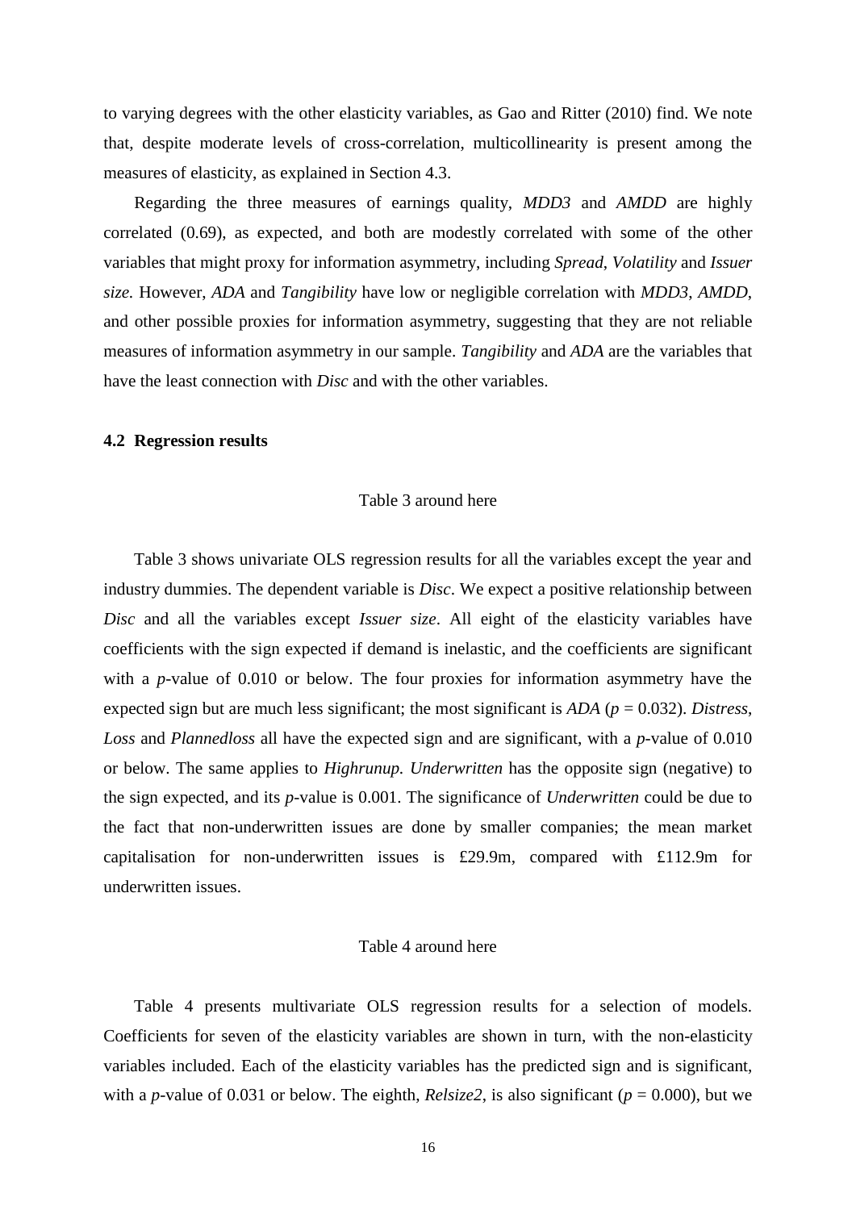to varying degrees with the other elasticity variables, as Gao and Ritter (2010) find. We note that, despite moderate levels of cross-correlation, multicollinearity is present among the measures of elasticity, as explained in Section 4.3.

Regarding the three measures of earnings quality, *MDD3* and *AMDD* are highly correlated (0.69), as expected, and both are modestly correlated with some of the other variables that might proxy for information asymmetry, including *Spread*, *Volatility* and *Issuer size*. However, *ADA* and *Tangibility* have low or negligible correlation with *MDD3*, *AMDD*, and other possible proxies for information asymmetry, suggesting that they are not reliable measures of information asymmetry in our sample. *Tangibility* and *ADA* are the variables that have the least connection with *Disc* and with the other variables.

### 4.2 Regression results

Table 3 around here

Table 3 shows univariate OLS regression results for all the variables except the year and industry dummies. The dependent variable is *Disc*. We expect a positive relationship between *Disc* and all the variables except *Issuer size*. All eight of the elasticity variables have coefficients with the sign expected if demand is inelastic, and the coefficients are significant with a *p*-value of 0.010 or below. The four proxies for information asymmetry have the expected sign but are much less significant; the most significant is *ADA* ($p = 0.032$). *Distress*, *Loss* and *Plannedloss* all have the expected sign and are significant, with a *p*-value of 0.010 or below. The same applies to *Highrunup*. *Underwritten* has the opposite sign (negative) to the sign expected, and its *p*-value is 0.001. The significance of *Underwritten* could be due to the fact that non-underwritten issues are done by smaller companies; the mean market capitalisation for non-underwritten issues is £29.9m, compared with £112.9m for underwritten issues.

Table 4 around here

Table 4 presents multivariate OLS regression results for a selection of models. Coefficients for seven of the elasticity variables are shown in turn, with the non-elasticity variables included. Each of the elasticity variables has the predicted sign and is significant, with a *p*-value of 0.031 or below. The eighth, *Relsize2*, is also significant ($p = 0.000$), but we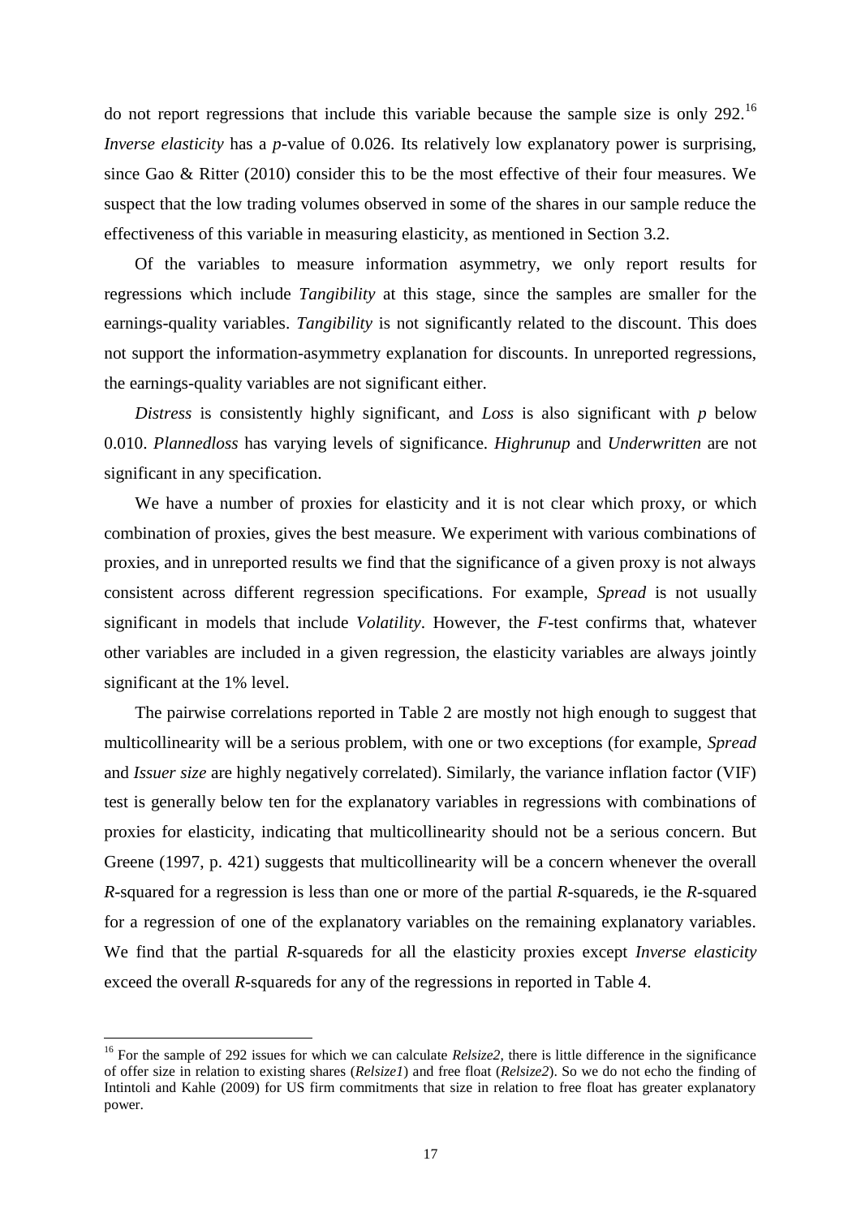do not report regressions that include this variable because the sample size is only 292.[16] *Inverse elasticity* has a *p*-value of 0.026. Its relatively low explanatory power is surprising, since Gao & Ritter (2010) consider this to be the most effective of their four measures. We suspect that the low trading volumes observed in some of the shares in our sample reduce the effectiveness of this variable in measuring elasticity, as mentioned in Section 3.2.

Of the variables to measure information asymmetry, we only report results for regressions which include *Tangibility* at this stage, since the samples are smaller for the earnings-quality variables. *Tangibility* is not significantly related to the discount. This does not support the information-asymmetry explanation for discounts. In unreported regressions, the earnings-quality variables are not significant either.

*Distress* is consistently highly significant, and *Loss* is also significant with *p* below 0.010. *Plannedloss* has varying levels of significance. *Highrunup* and *Underwritten* are not significant in any specification.

We have a number of proxies for elasticity and it is not clear which proxy, or which combination of proxies, gives the best measure. We experiment with various combinations of proxies, and in unreported results we find that the significance of a given proxy is not always consistent across different regression specifications. For example, *Spread* is not usually significant in models that include *Volatility*. However, the *F*-test confirms that, whatever other variables are included in a given regression, the elasticity variables are always jointly significant at the 1% level.

The pairwise correlations reported in Table 2 are mostly not high enough to suggest that multicollinearity will be a serious problem, with one or two exceptions (for example, *Spread* and *Issuer size* are highly negatively correlated). Similarly, the variance inflation factor (VIF) test is generally below ten for the explanatory variables in regressions with combinations of proxies for elasticity, indicating that multicollinearity should not be a serious concern. But Greene (1997, p. 421) suggests that multicollinearity will be a concern whenever the overall *R*-squared for a regression is less than one or more of the partial *R*-squareds, ie the *R*-squared for a regression of one of the explanatory variables on the remaining explanatory variables. We find that the partial *R*-squareds for all the elasticity proxies except *Inverse elasticity* exceed the overall *R*-squareds for any of the regressions in reported in Table 4.

---

[16] For the sample of 292 issues for which we can calculate *Relsize2*, there is little difference in the significance of offer size in relation to existing shares (*Relsize1*) and free float (*Relsize2*). So we do not echo the finding of Intintoli and Kahle (2009) for US firm commitments that size in relation to free float has greater explanatory power.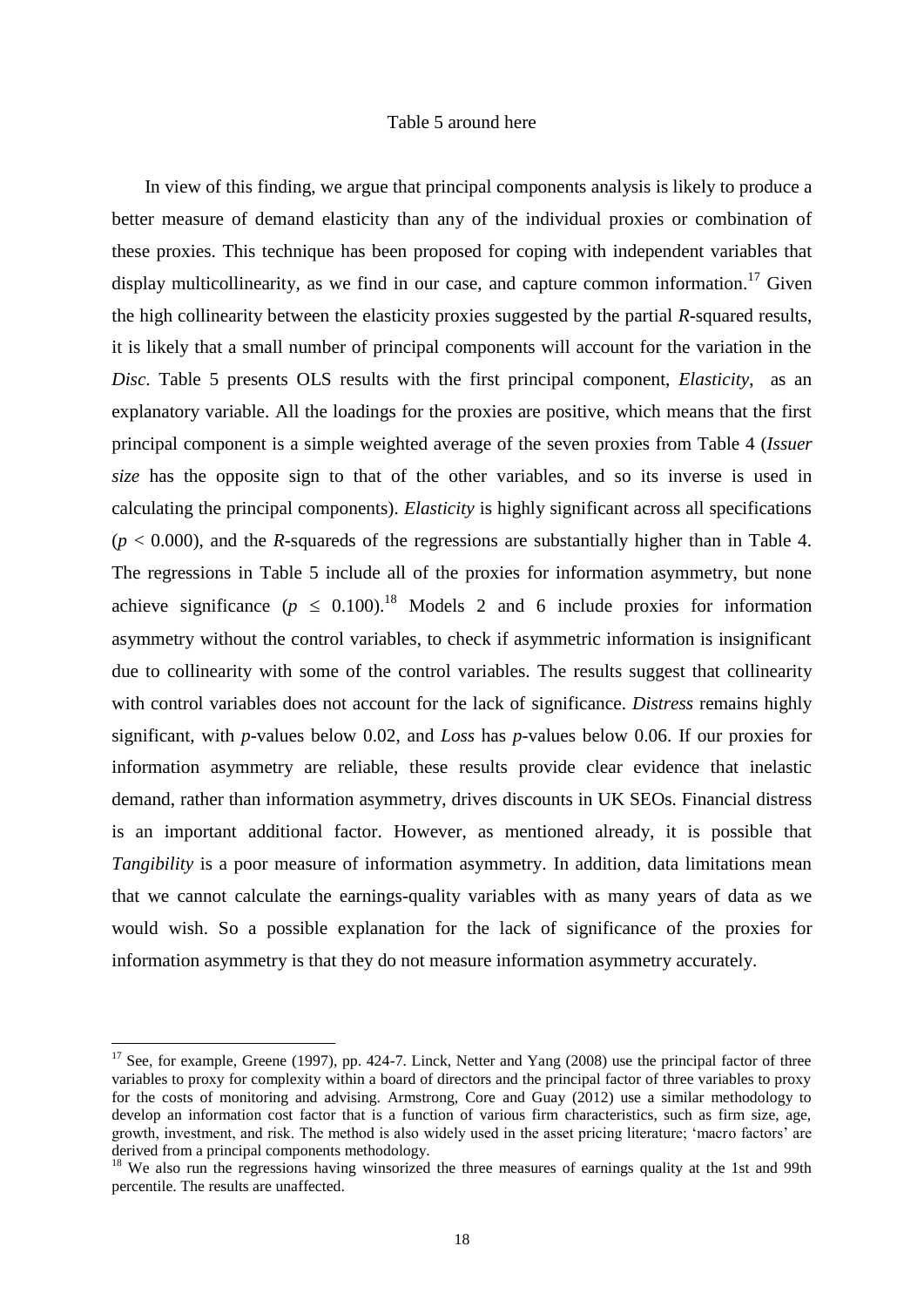Table 5 around here

In view of this finding, we argue that principal components analysis is likely to produce a better measure of demand elasticity than any of the individual proxies or combination of these proxies. This technique has been proposed for coping with independent variables that display multicollinearity, as we find in our case, and capture common information.[17] Given the high collinearity between the elasticity proxies suggested by the partial *R*-squared results, it is likely that a small number of principal components will account for the variation in the *Disc*. Table 5 presents OLS results with the first principal component, *Elasticity*, as an explanatory variable. All the loadings for the proxies are positive, which means that the first principal component is a simple weighted average of the seven proxies from Table 4 (*Issuer size* has the opposite sign to that of the other variables, and so its inverse is used in calculating the principal components). *Elasticity* is highly significant across all specifications ($p < 0.000$), and the *R*-squareds of the regressions are substantially higher than in Table 4. The regressions in Table 5 include all of the proxies for information asymmetry, but none achieve significance ($p \leq 0.100$).[18] Models 2 and 6 include proxies for information asymmetry without the control variables, to check if asymmetric information is insignificant due to collinearity with some of the control variables. The results suggest that collinearity with control variables does not account for the lack of significance. *Distress* remains highly significant, with *p*-values below 0.02, and *Loss* has *p*-values below 0.06. If our proxies for information asymmetry are reliable, these results provide clear evidence that inelastic demand, rather than information asymmetry, drives discounts in UK SEOs. Financial distress is an important additional factor. However, as mentioned already, it is possible that *Tangibility* is a poor measure of information asymmetry. In addition, data limitations mean that we cannot calculate the earnings-quality variables with as many years of data as we would wish. So a possible explanation for the lack of significance of the proxies for information asymmetry is that they do not measure information asymmetry accurately.

---

[17] See, for example, Greene (1997), pp. 424-7. Linck, Netter and Yang (2008) use the principal factor of three variables to proxy for complexity within a board of directors and the principal factor of three variables to proxy for the costs of monitoring and advising. Armstrong, Core and Guay (2012) use a similar methodology to develop an information cost factor that is a function of various firm characteristics, such as firm size, age, growth, investment, and risk. The method is also widely used in the asset pricing literature; 'macro factors' are derived from a principal components methodology.

[18] We also run the regressions having winsorized the three measures of earnings quality at the 1st and 99th percentile. The results are unaffected.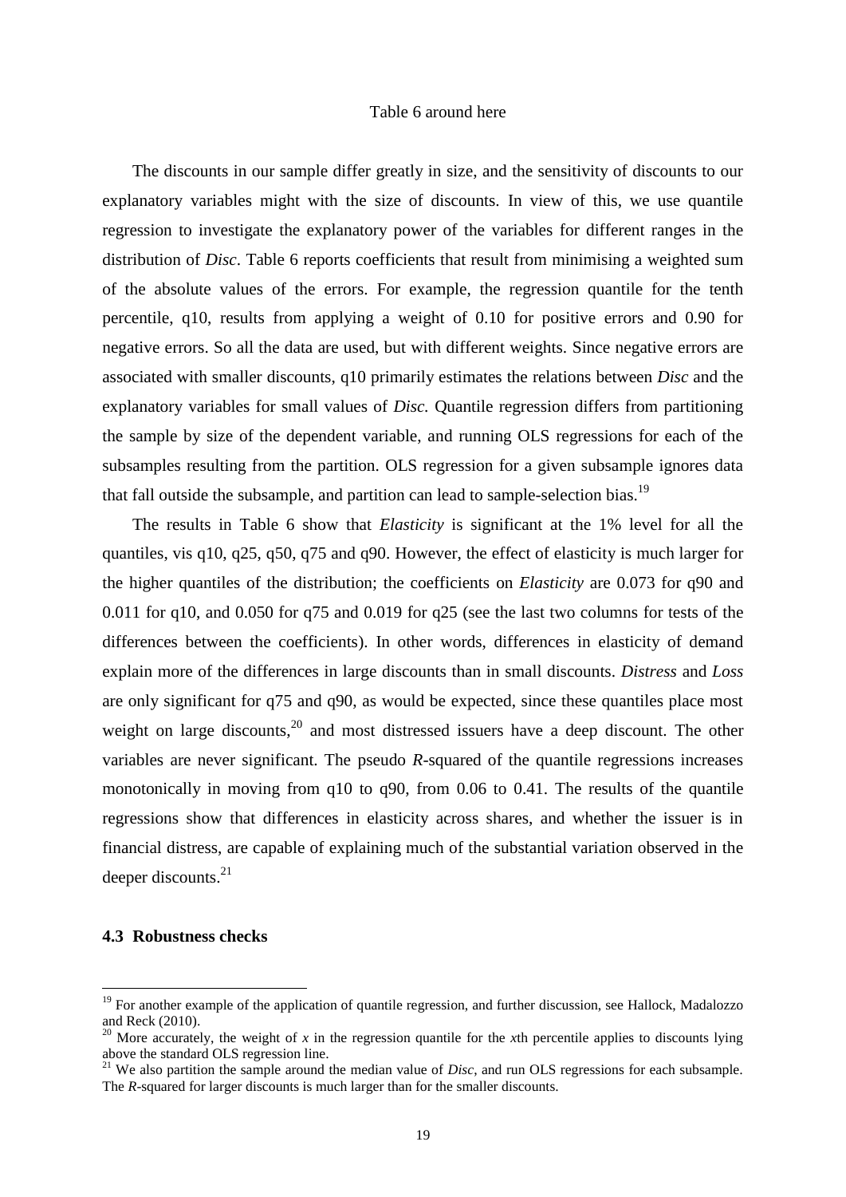Table 6 around here

The discounts in our sample differ greatly in size, and the sensitivity of discounts to our explanatory variables might with the size of discounts. In view of this, we use quantile regression to investigate the explanatory power of the variables for different ranges in the distribution of *Disc*. Table 6 reports coefficients that result from minimising a weighted sum of the absolute values of the errors. For example, the regression quantile for the tenth percentile, q10, results from applying a weight of 0.10 for positive errors and 0.90 for negative errors. So all the data are used, but with different weights. Since negative errors are associated with smaller discounts, q10 primarily estimates the relations between *Disc* and the explanatory variables for small values of *Disc.* Quantile regression differs from partitioning the sample by size of the dependent variable, and running OLS regressions for each of the subsamples resulting from the partition. OLS regression for a given subsample ignores data that fall outside the subsample, and partition can lead to sample-selection bias.[19]

The results in Table 6 show that *Elasticity* is significant at the 1% level for all the quantiles, vis q10, q25, q50, q75 and q90. However, the effect of elasticity is much larger for the higher quantiles of the distribution; the coefficients on *Elasticity* are 0.073 for q90 and 0.011 for q10, and 0.050 for q75 and 0.019 for q25 (see the last two columns for tests of the differences between the coefficients). In other words, differences in elasticity of demand explain more of the differences in large discounts than in small discounts. *Distress* and *Loss* are only significant for q75 and q90, as would be expected, since these quantiles place most weight on large discounts,[20] and most distressed issuers have a deep discount. The other variables are never significant. The pseudo *R*-squared of the quantile regressions increases monotonically in moving from q10 to q90, from 0.06 to 0.41. The results of the quantile regressions show that differences in elasticity across shares, and whether the issuer is in financial distress, are capable of explaining much of the substantial variation observed in the deeper discounts.[21]

### 4.3 Robustness checks

---

[19] For another example of the application of quantile regression, and further discussion, see Hallock, Madalozzo and Reck (2010).

[20] More accurately, the weight of $x$ in the regression quantile for the $x$th percentile applies to discounts lying above the standard OLS regression line.

[21] We also partition the sample around the median value of *Disc*, and run OLS regressions for each subsample. The *R*-squared for larger discounts is much larger than for the smaller discounts.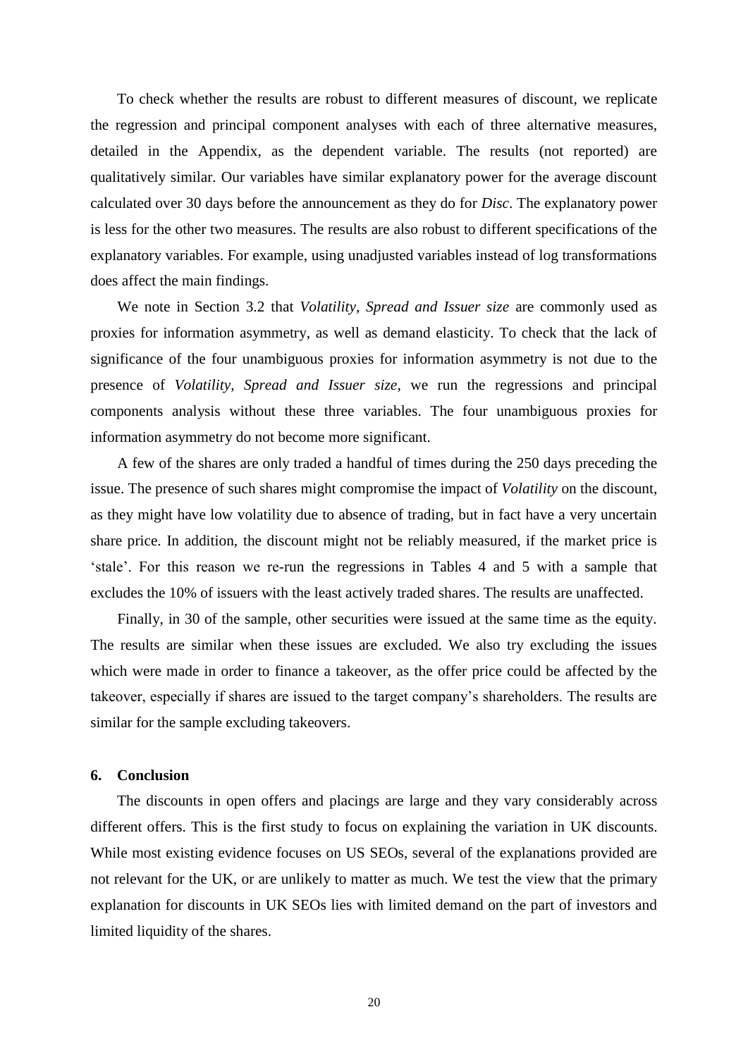To check whether the results are robust to different measures of discount, we replicate the regression and principal component analyses with each of three alternative measures, detailed in the Appendix, as the dependent variable. The results (not reported) are qualitatively similar. Our variables have similar explanatory power for the average discount calculated over 30 days before the announcement as they do for *Disc*. The explanatory power is less for the other two measures. The results are also robust to different specifications of the explanatory variables. For example, using unadjusted variables instead of log transformations does affect the main findings.

We note in Section 3.2 that *Volatility*, *Spread and Issuer size* are commonly used as proxies for information asymmetry, as well as demand elasticity. To check that the lack of significance of the four unambiguous proxies for information asymmetry is not due to the presence of *Volatility*, *Spread and Issuer size*, we run the regressions and principal components analysis without these three variables. The four unambiguous proxies for information asymmetry do not become more significant.

A few of the shares are only traded a handful of times during the 250 days preceding the issue. The presence of such shares might compromise the impact of *Volatility* on the discount, as they might have low volatility due to absence of trading, but in fact have a very uncertain share price. In addition, the discount might not be reliably measured, if the market price is 'stale'. For this reason we re-run the regressions in Tables 4 and 5 with a sample that excludes the 10% of issuers with the least actively traded shares. The results are unaffected.

Finally, in 30 of the sample, other securities were issued at the same time as the equity. The results are similar when these issues are excluded. We also try excluding the issues which were made in order to finance a takeover, as the offer price could be affected by the takeover, especially if shares are issued to the target company's shareholders. The results are similar for the sample excluding takeovers.

## 6. Conclusion

The discounts in open offers and placings are large and they vary considerably across different offers. This is the first study to focus on explaining the variation in UK discounts. While most existing evidence focuses on US SEOs, several of the explanations provided are not relevant for the UK, or are unlikely to matter as much. We test the view that the primary explanation for discounts in UK SEOs lies with limited demand on the part of investors and limited liquidity of the shares.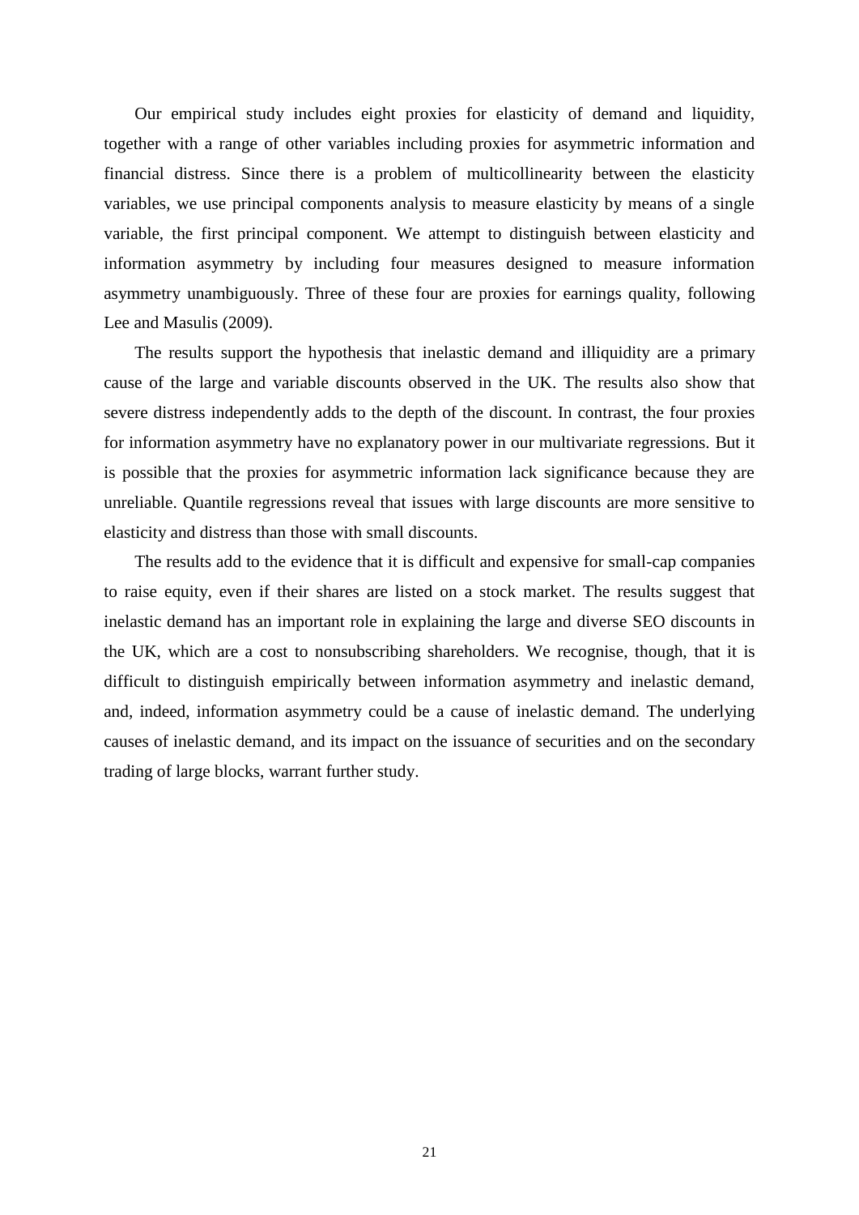Our empirical study includes eight proxies for elasticity of demand and liquidity, together with a range of other variables including proxies for asymmetric information and financial distress. Since there is a problem of multicollinearity between the elasticity variables, we use principal components analysis to measure elasticity by means of a single variable, the first principal component. We attempt to distinguish between elasticity and information asymmetry by including four measures designed to measure information asymmetry unambiguously. Three of these four are proxies for earnings quality, following Lee and Masulis (2009).

The results support the hypothesis that inelastic demand and illiquidity are a primary cause of the large and variable discounts observed in the UK. The results also show that severe distress independently adds to the depth of the discount. In contrast, the four proxies for information asymmetry have no explanatory power in our multivariate regressions. But it is possible that the proxies for asymmetric information lack significance because they are unreliable. Quantile regressions reveal that issues with large discounts are more sensitive to elasticity and distress than those with small discounts.

The results add to the evidence that it is difficult and expensive for small-cap companies to raise equity, even if their shares are listed on a stock market. The results suggest that inelastic demand has an important role in explaining the large and diverse SEO discounts in the UK, which are a cost to nonsubscribing shareholders. We recognise, though, that it is difficult to distinguish empirically between information asymmetry and inelastic demand, and, indeed, information asymmetry could be a cause of inelastic demand. The underlying causes of inelastic demand, and its impact on the issuance of securities and on the secondary trading of large blocks, warrant further study.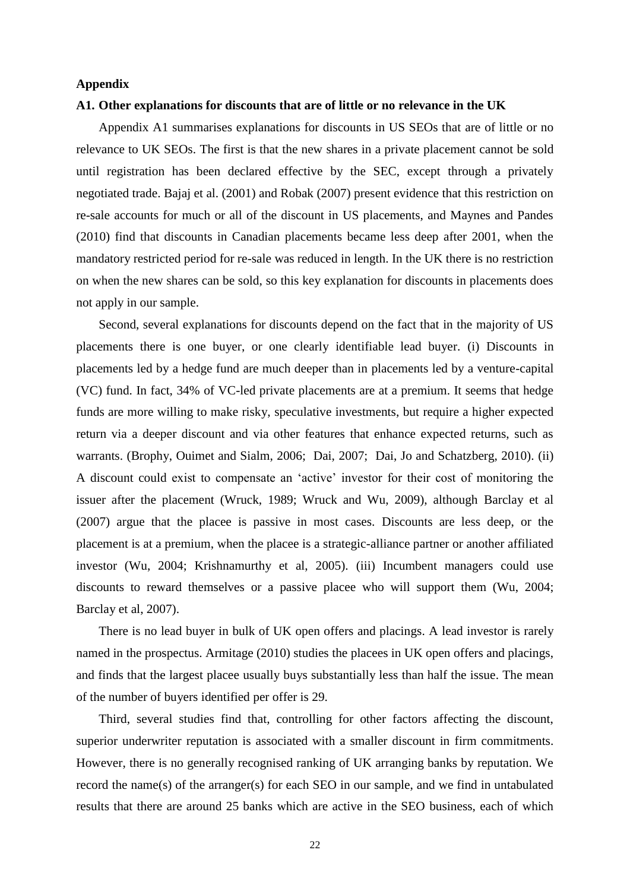## Appendix

### A1. Other explanations for discounts that are of little or no relevance in the UK

Appendix A1 summarises explanations for discounts in US SEOs that are of little or no relevance to UK SEOs. The first is that the new shares in a private placement cannot be sold until registration has been declared effective by the SEC, except through a privately negotiated trade. Bajaj et al. (2001) and Robak (2007) present evidence that this restriction on re-sale accounts for much or all of the discount in US placements, and Maynes and Pandes (2010) find that discounts in Canadian placements became less deep after 2001, when the mandatory restricted period for re-sale was reduced in length. In the UK there is no restriction on when the new shares can be sold, so this key explanation for discounts in placements does not apply in our sample.

Second, several explanations for discounts depend on the fact that in the majority of US placements there is one buyer, or one clearly identifiable lead buyer. (i) Discounts in placements led by a hedge fund are much deeper than in placements led by a venture-capital (VC) fund. In fact, 34% of VC-led private placements are at a premium. It seems that hedge funds are more willing to make risky, speculative investments, but require a higher expected return via a deeper discount and via other features that enhance expected returns, such as warrants. (Brophy, Ouimet and Sialm, 2006; Dai, 2007; Dai, Jo and Schatzberg, 2010). (ii) A discount could exist to compensate an 'active' investor for their cost of monitoring the issuer after the placement (Wruck, 1989; Wruck and Wu, 2009), although Barclay et al (2007) argue that the placee is passive in most cases. Discounts are less deep, or the placement is at a premium, when the placee is a strategic-alliance partner or another affiliated investor (Wu, 2004; Krishnamurthy et al, 2005). (iii) Incumbent managers could use discounts to reward themselves or a passive placee who will support them (Wu, 2004; Barclay et al, 2007).

There is no lead buyer in bulk of UK open offers and placings. A lead investor is rarely named in the prospectus. Armitage (2010) studies the placees in UK open offers and placings, and finds that the largest placee usually buys substantially less than half the issue. The mean of the number of buyers identified per offer is 29.

Third, several studies find that, controlling for other factors affecting the discount, superior underwriter reputation is associated with a smaller discount in firm commitments. However, there is no generally recognised ranking of UK arranging banks by reputation. We record the name(s) of the arranger(s) for each SEO in our sample, and we find in untabulated results that there are around 25 banks which are active in the SEO business, each of which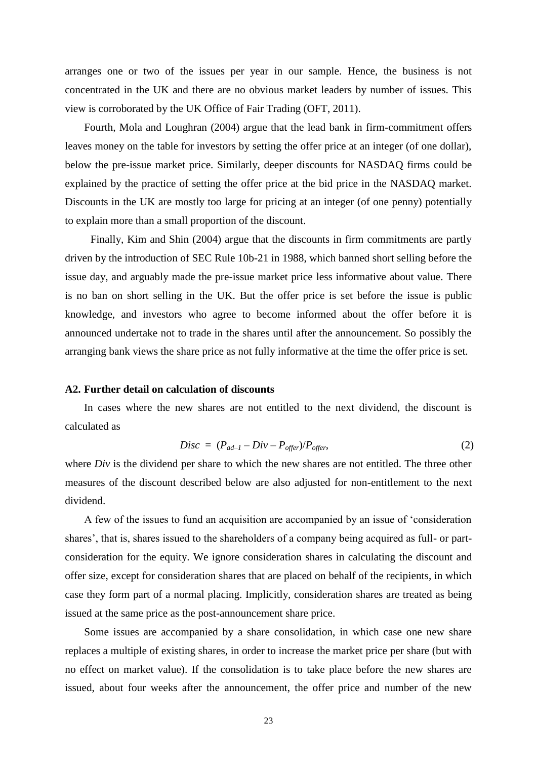arranges one or two of the issues per year in our sample. Hence, the business is not concentrated in the UK and there are no obvious market leaders by number of issues. This view is corroborated by the UK Office of Fair Trading (OFT, 2011).

Fourth, Mola and Loughran (2004) argue that the lead bank in firm-commitment offers leaves money on the table for investors by setting the offer price at an integer (of one dollar), below the pre-issue market price. Similarly, deeper discounts for NASDAQ firms could be explained by the practice of setting the offer price at the bid price in the NASDAQ market. Discounts in the UK are mostly too large for pricing at an integer (of one penny) potentially to explain more than a small proportion of the discount.

Finally, Kim and Shin (2004) argue that the discounts in firm commitments are partly driven by the introduction of SEC Rule 10b-21 in 1988, which banned short selling before the issue day, and arguably made the pre-issue market price less informative about value. There is no ban on short selling in the UK. But the offer price is set before the issue is public knowledge, and investors who agree to become informed about the offer before it is announced undertake not to trade in the shares until after the announcement. So possibly the arranging bank views the share price as not fully informative at the time the offer price is set.

### A2. Further detail on calculation of discounts

In cases where the new shares are not entitled to the next dividend, the discount is calculated as

$$Disc = (P_{ad-1} - Div - P_{offer})/P_{offer}, \tag{2}$$

where $Div$ is the dividend per share to which the new shares are not entitled. The three other measures of the discount described below are also adjusted for non-entitlement to the next dividend.

A few of the issues to fund an acquisition are accompanied by an issue of 'consideration shares', that is, shares issued to the shareholders of a company being acquired as full- or part-consideration for the equity. We ignore consideration shares in calculating the discount and offer size, except for consideration shares that are placed on behalf of the recipients, in which case they form part of a normal placing. Implicitly, consideration shares are treated as being issued at the same price as the post-announcement share price.

Some issues are accompanied by a share consolidation, in which case one new share replaces a multiple of existing shares, in order to increase the market price per share (but with no effect on market value). If the consolidation is to take place before the new shares are issued, about four weeks after the announcement, the offer price and number of the new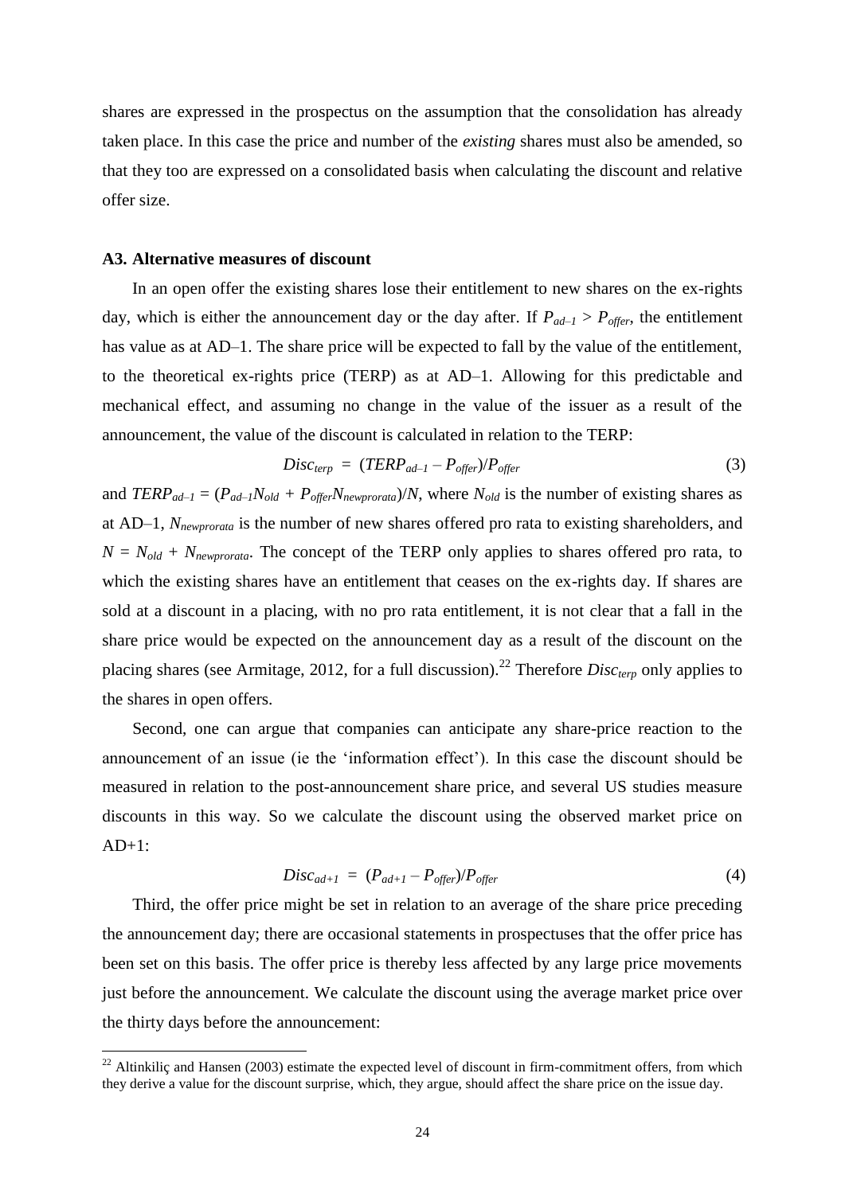shares are expressed in the prospectus on the assumption that the consolidation has already taken place. In this case the price and number of the *existing* shares must also be amended, so that they too are expressed on a consolidated basis when calculating the discount and relative offer size.

### A3. Alternative measures of discount

In an open offer the existing shares lose their entitlement to new shares on the ex-rights day, which is either the announcement day or the day after. If $P_{ad-1} > P_{offer}$, the entitlement has value as at AD–1. The share price will be expected to fall by the value of the entitlement, to the theoretical ex-rights price (TERP) as at AD–1. Allowing for this predictable and mechanical effect, and assuming no change in the value of the issuer as a result of the announcement, the value of the discount is calculated in relation to the TERP:

$$Disc_{terp} = (TERP_{ad-1} - P_{offer})/P_{offer} \tag{3}$$

and $TERP_{ad-1} = (P_{ad-1}N_{old} + P_{offer}N_{newprorata})/N$, where $N_{old}$ is the number of existing shares as at AD–1, $N_{newprorata}$ is the number of new shares offered pro rata to existing shareholders, and $N = N_{old} + N_{newprorata}$. The concept of the TERP only applies to shares offered pro rata, to which the existing shares have an entitlement that ceases on the ex-rights day. If shares are sold at a discount in a placing, with no pro rata entitlement, it is not clear that a fall in the share price would be expected on the announcement day as a result of the discount on the placing shares (see Armitage, 2012, for a full discussion).[22] Therefore $Disc_{terp}$ only applies to the shares in open offers.

Second, one can argue that companies can anticipate any share-price reaction to the announcement of an issue (ie the 'information effect'). In this case the discount should be measured in relation to the post-announcement share price, and several US studies measure discounts in this way. So we calculate the discount using the observed market price on AD+1:

$$Disc_{ad+1} = (P_{ad+1} - P_{offer})/P_{offer} \tag{4}$$

Third, the offer price might be set in relation to an average of the share price preceding the announcement day; there are occasional statements in prospectuses that the offer price has been set on this basis. The offer price is thereby less affected by any large price movements just before the announcement. We calculate the discount using the average market price over the thirty days before the announcement:

[22] Altinkiliç and Hansen (2003) estimate the expected level of discount in firm-commitment offers, from which they derive a value for the discount surprise, which, they argue, should affect the share price on the issue day.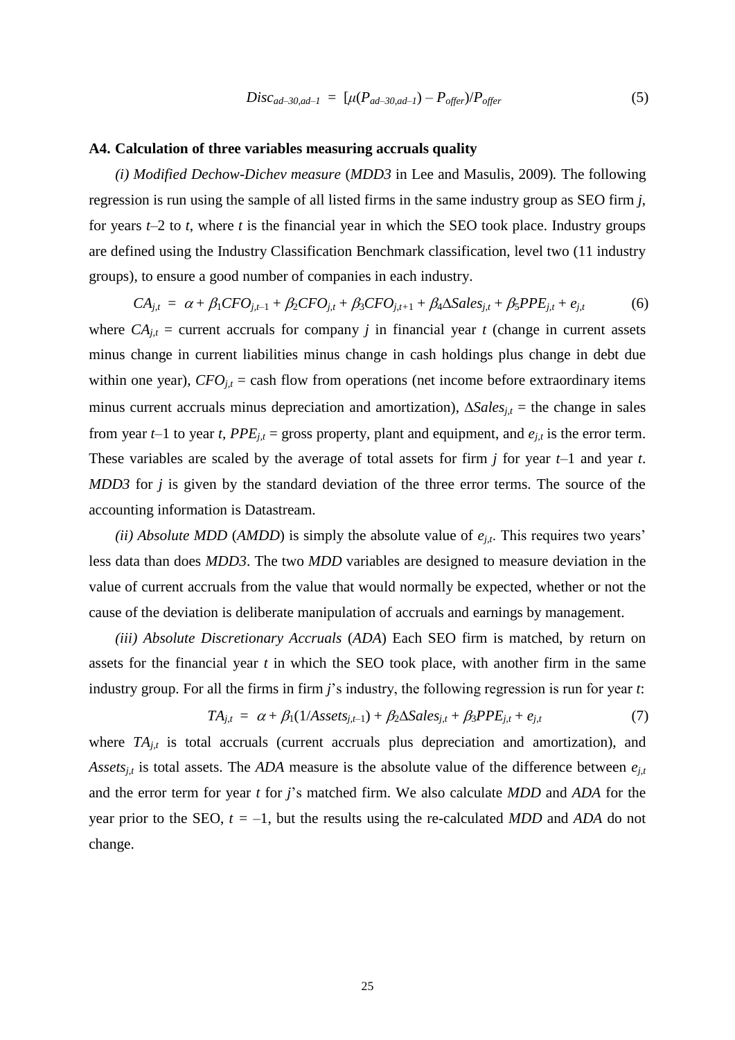$$Disc_{ad-30,ad-1} = [\mu(P_{ad-30,ad-1}) - P_{offer})/P_{offer} \quad (5)$$

**A4. Calculation of three variables measuring accruals quality**

*(i) Modified Dechow-Dichev measure* (*MDD3* in Lee and Masulis, 2009). The following regression is run using the sample of all listed firms in the same industry group as SEO firm *j*, for years *t*–2 to *t*, where *t* is the financial year in which the SEO took place. Industry groups are defined using the Industry Classification Benchmark classification, level two (11 industry groups), to ensure a good number of companies in each industry.

$$CA_{j,t} = \alpha + \beta_1 CFO_{j,t-1} + \beta_2 CFO_{j,t} + \beta_3 CFO_{j,t+1} + \beta_4 \Delta Sales_{j,t} + \beta_5 PPE_{j,t} + e_{j,t} \quad (6)$$

where $CA_{j,t}$ = current accruals for company *j* in financial year *t* (change in current assets minus change in current liabilities minus change in cash holdings plus change in debt due within one year), $CFO_{j,t}$ = cash flow from operations (net income before extraordinary items minus current accruals minus depreciation and amortization), $\Delta Sales_{j,t}$ = the change in sales from year *t*–1 to year *t*, $PPE_{j,t}$ = gross property, plant and equipment, and $e_{j,t}$ is the error term. These variables are scaled by the average of total assets for firm *j* for year *t*–1 and year *t*. *MDD3* for *j* is given by the standard deviation of the three error terms. The source of the accounting information is Datastream.

*(ii) Absolute MDD* (*AMDD*) is simply the absolute value of $e_{j,t}$. This requires two years' less data than does *MDD3*. The two *MDD* variables are designed to measure deviation in the value of current accruals from the value that would normally be expected, whether or not the cause of the deviation is deliberate manipulation of accruals and earnings by management.

*(iii) Absolute Discretionary Accruals* (*ADA*) Each SEO firm is matched, by return on assets for the financial year *t* in which the SEO took place, with another firm in the same industry group. For all the firms in firm *j*'s industry, the following regression is run for year *t*:

$$TA_{j,t} = \alpha + \beta_1(1/Assets_{j,t-1}) + \beta_2 \Delta Sales_{j,t} + \beta_3 PPE_{j,t} + e_{j,t} \quad (7)$$

where $TA_{j,t}$ is total accruals (current accruals plus depreciation and amortization), and $Assets_{j,t}$ is total assets. The *ADA* measure is the absolute value of the difference between $e_{j,t}$ and the error term for year *t* for *j*'s matched firm. We also calculate *MDD* and *ADA* for the year prior to the SEO, $t = -1$, but the results using the re-calculated *MDD* and *ADA* do not change.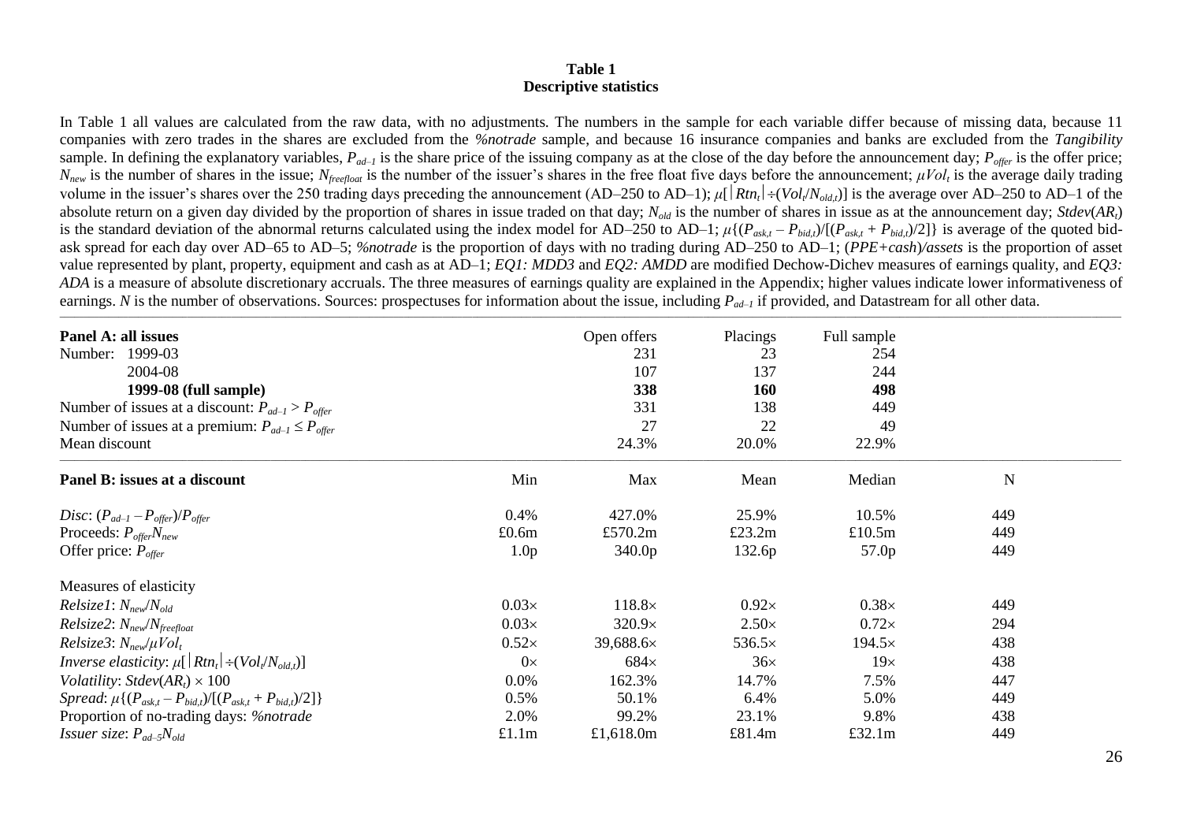**Table 1**
**Descriptive statistics**

In Table 1 all values are calculated from the raw data, with no adjustments. The numbers in the sample for each variable differ because of missing data, because 11 companies with zero trades in the shares are excluded from the *%notrade* sample, and because 16 insurance companies and banks are excluded from the *Tangibility* sample. In defining the explanatory variables, $P_{ad-1}$ is the share price of the issuing company as at the close of the day before the announcement day; $P_{offer}$ is the offer price; $N_{new}$ is the number of shares in the issue; $N_{freefloat}$ is the number of the issuer's shares in the free float five days before the announcement; $\mu Vol_t$ is the average daily trading volume in the issuer's shares over the 250 trading days preceding the announcement (AD–250 to AD–1); $\mu[|Rtn_t| \div (Vol_t/N_{old,t})]$ is the average over AD–250 to AD–1 of the absolute return on a given day divided by the proportion of shares in issue traded on that day; $N_{old}$ is the number of shares in issue as at the announcement day; $Stdev(AR_t)$ is the standard deviation of the abnormal returns calculated using the index model for AD–250 to AD–1; $\mu\{(P_{ask,t} - P_{bid,t})/[(P_{ask,t} + P_{bid,t})/2]\}$ is average of the quoted bid-ask spread for each day over AD–65 to AD–5; *%notrade* is the proportion of days with no trading during AD–250 to AD–1; *(PPE+cash)/assets* is the proportion of asset value represented by plant, property, equipment and cash as at AD–1; *EQ1: MDD3* and *EQ2: AMDD* are modified Dechow-Dichev measures of earnings quality, and *EQ3: ADA* is a measure of absolute discretionary accruals. The three measures of earnings quality are explained in the Appendix; higher values indicate lower informativeness of earnings. *N* is the number of observations. Sources: prospectuses for information about the issue, including $P_{ad-1}$ if provided, and Datastream for all other data.

| **Panel A: all issues** | | Open offers | Placings | Full sample | |
|---|---|---|---|---|---|
| Number: 1999-03 | | 231 | 23 | 254 | |
| 2004-08 | | 107 | 137 | 244 | |
| **1999-08 (full sample)** | | **338** | **160** | **498** | |
| Number of issues at a discount: $P_{ad-1} > P_{offer}$ | | 331 | 138 | 449 | |
| Number of issues at a premium: $P_{ad-1} \leq P_{offer}$ | | 27 | 22 | 49 | |
| Mean discount | | 24.3% | 20.0% | 22.9% | |
| **Panel B: issues at a discount** | Min | Max | Mean | Median | N |
| *Disc*: $(P_{ad-1} - P_{offer})/P_{offer}$ | 0.4% | 427.0% | 25.9% | 10.5% | 449 |
| Proceeds: $P_{offer}N_{new}$ | £0.6m | £570.2m | £23.2m | £10.5m | 449 |
| Offer price: $P_{offer}$ | 1.0p | 340.0p | 132.6p | 57.0p | 449 |
| Measures of elasticity | | | | | |
| *Relsize1*: $N_{new}/N_{old}$ | 0.03× | 118.8× | 0.92× | 0.38× | 449 |
| *Relsize2*: $N_{new}/N_{freefloat}$ | 0.03× | 320.9× | 2.50× | 0.72× | 294 |
| *Relsize3*: $N_{new}/\mu Vol_t$ | 0.52× | 39,688.6× | 536.5× | 194.5× | 438 |
| *Inverse elasticity*: $\mu[|Rtn_t| \div (Vol_t/N_{old,t})]$ | 0× | 684× | 36× | 19× | 438 |
| *Volatility*: $Stdev(AR_t) \times 100$ | 0.0% | 162.3% | 14.7% | 7.5% | 447 |
| *Spread*: $\mu\{(P_{ask,t} - P_{bid,t})/[(P_{ask,t} + P_{bid,t})/2]\}$ | 0.5% | 50.1% | 6.4% | 5.0% | 449 |
| Proportion of no-trading days: *%notrade* | 2.0% | 99.2% | 23.1% | 9.8% | 438 |
| *Issuer size*: $P_{ad-5}N_{old}$ | £1.1m | £1,618.0m | £81.4m | £32.1m | 449 |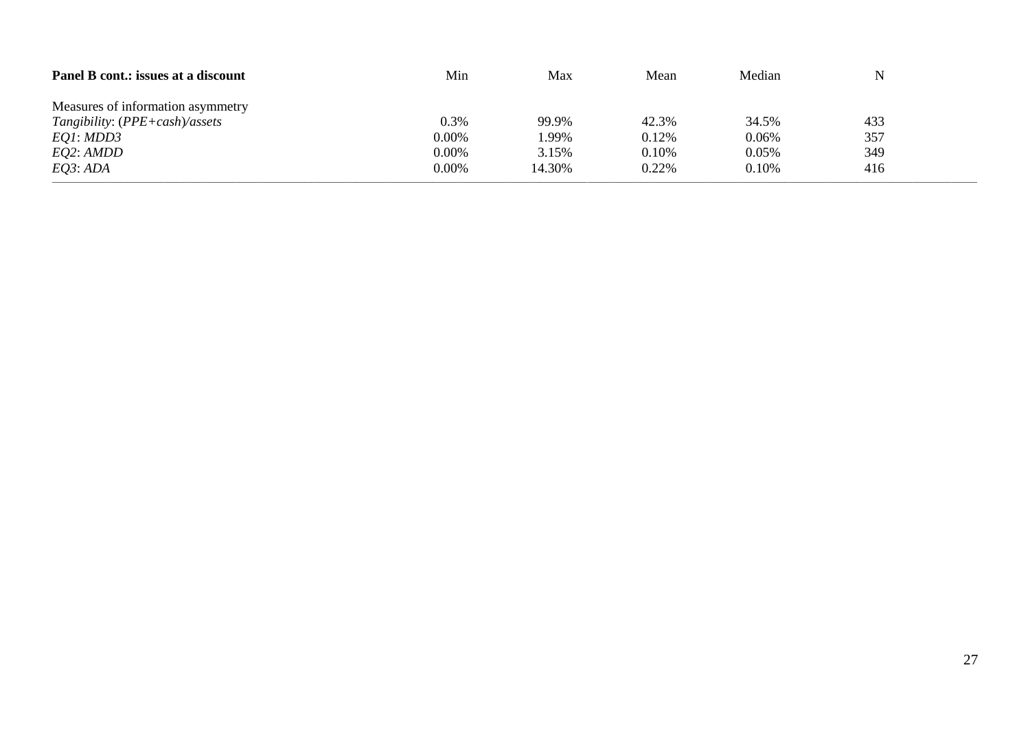| Panel B cont.: issues at a discount | Min | Max | Mean | Median | N |
|---|---|---|---|---|---|
| Measures of information asymmetry | | | | | |
| *Tangibility*: (*PPE+cash*)/*assets* | 0.3% | 99.9% | 42.3% | 34.5% | 433 |
| *EQ1*: *MDD3* | 0.00% | 1.99% | 0.12% | 0.06% | 357 |
| *EQ2*: *AMDD* | 0.00% | 3.15% | 0.10% | 0.05% | 349 |
| *EQ3*: *ADA* | 0.00% | 14.30% | 0.22% | 0.10% | 416 |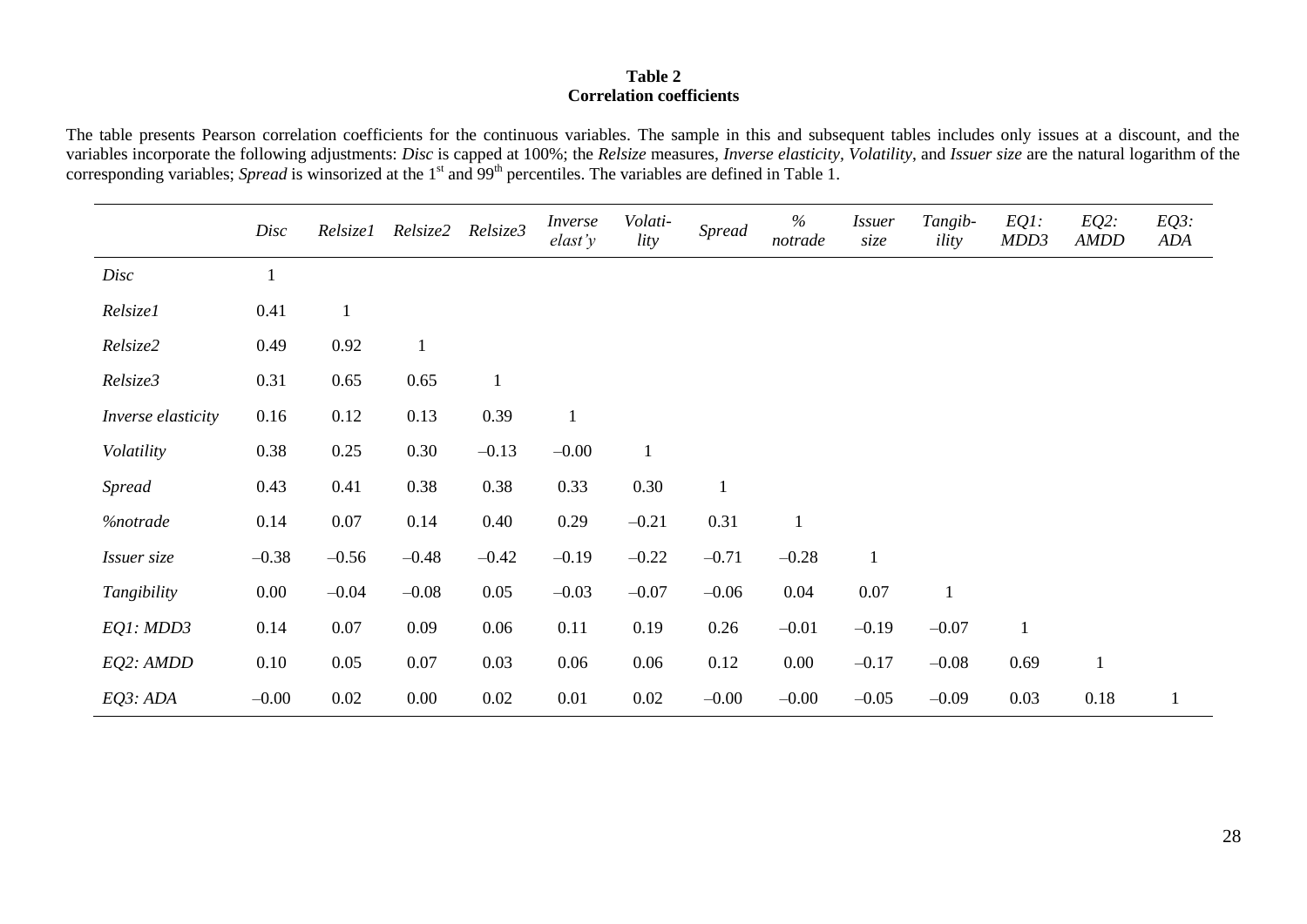**Table 2**
**Correlation coefficients**

The table presents Pearson correlation coefficients for the continuous variables. The sample in this and subsequent tables includes only issues at a discount, and the variables incorporate the following adjustments: *Disc* is capped at 100%; the *Relsize* measures, *Inverse elasticity*, *Volatility*, and *Issuer size* are the natural logarithm of the corresponding variables; *Spread* is winsorized at the 1st and 99th percentiles. The variables are defined in Table 1.

| | *Disc* | *Relsize1* | *Relsize2* | *Relsize3* | *Inverse elast'y* | *Volati-lity* | *Spread* | *% notrade* | *Issuer size* | *Tangib-ility* | *EQ1: MDD3* | *EQ2: AMDD* | *EQ3: ADA* |
|---|---|---|---|---|---|---|---|---|---|---|---|---|---|
| *Disc* | 1 | | | | | | | | | | | | |
| *Relsize1* | 0.41 | 1 | | | | | | | | | | | |
| *Relsize2* | 0.49 | 0.92 | 1 | | | | | | | | | | |
| *Relsize3* | 0.31 | 0.65 | 0.65 | 1 | | | | | | | | | |
| *Inverse elasticity* | 0.16 | 0.12 | 0.13 | 0.39 | 1 | | | | | | | | |
| *Volatility* | 0.38 | 0.25 | 0.30 | –0.13 | –0.00 | 1 | | | | | | | |
| *Spread* | 0.43 | 0.41 | 0.38 | 0.38 | 0.33 | 0.30 | 1 | | | | | | |
| *%notrade* | 0.14 | 0.07 | 0.14 | 0.40 | 0.29 | –0.21 | 0.31 | 1 | | | | | |
| *Issuer size* | –0.38 | –0.56 | –0.48 | –0.42 | –0.19 | –0.22 | –0.71 | –0.28 | 1 | | | | |
| *Tangibility* | 0.00 | –0.04 | –0.08 | 0.05 | –0.03 | –0.07 | –0.06 | 0.04 | 0.07 | 1 | | | |
| *EQ1: MDD3* | 0.14 | 0.07 | 0.09 | 0.06 | 0.11 | 0.19 | 0.26 | –0.01 | –0.19 | –0.07 | 1 | | |
| *EQ2: AMDD* | 0.10 | 0.05 | 0.07 | 0.03 | 0.06 | 0.06 | 0.12 | 0.00 | –0.17 | –0.08 | 0.69 | 1 | |
| *EQ3: ADA* | –0.00 | 0.02 | 0.00 | 0.02 | 0.01 | 0.02 | –0.00 | –0.00 | –0.05 | –0.09 | 0.03 | 0.18 | 1 |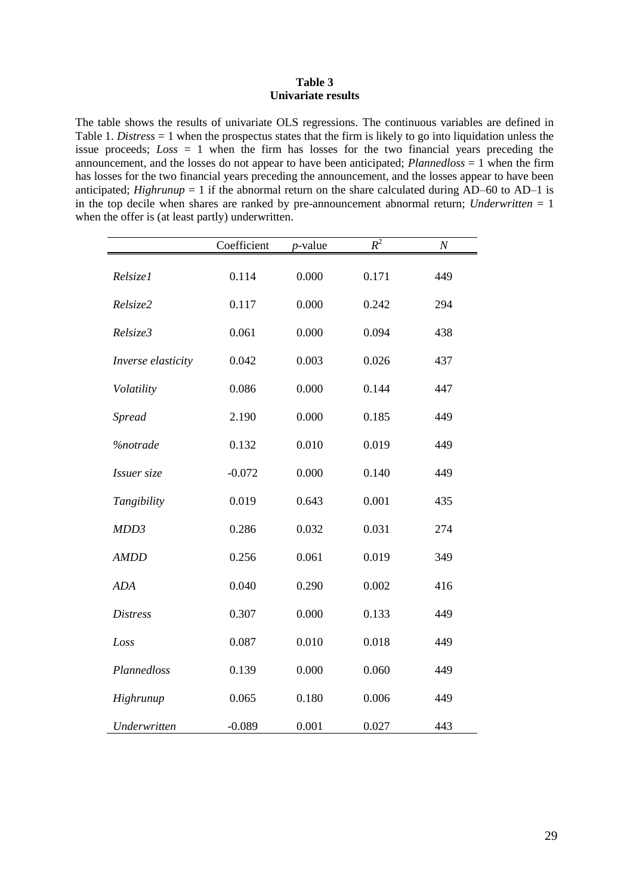**Table 3**
**Univariate results**

The table shows the results of univariate OLS regressions. The continuous variables are defined in Table 1. *Distress* = 1 when the prospectus states that the firm is likely to go into liquidation unless the issue proceeds; *Loss* = 1 when the firm has losses for the two financial years preceding the announcement, and the losses do not appear to have been anticipated; *Plannedloss* = 1 when the firm has losses for the two financial years preceding the announcement, and the losses appear to have been anticipated; *Highrunup* = 1 if the abnormal return on the share calculated during AD–60 to AD–1 is in the top decile when shares are ranked by pre-announcement abnormal return; *Underwritten* = 1 when the offer is (at least partly) underwritten.

| | Coefficient | *p*-value | $R^2$ | *N* |
|---|---|---|---|---|
| *Relsize1* | 0.114 | 0.000 | 0.171 | 449 |
| *Relsize2* | 0.117 | 0.000 | 0.242 | 294 |
| *Relsize3* | 0.061 | 0.000 | 0.094 | 438 |
| *Inverse elasticity* | 0.042 | 0.003 | 0.026 | 437 |
| *Volatility* | 0.086 | 0.000 | 0.144 | 447 |
| *Spread* | 2.190 | 0.000 | 0.185 | 449 |
| *%notrade* | 0.132 | 0.010 | 0.019 | 449 |
| *Issuer size* | -0.072 | 0.000 | 0.140 | 449 |
| *Tangibility* | 0.019 | 0.643 | 0.001 | 435 |
| *MDD3* | 0.286 | 0.032 | 0.031 | 274 |
| *AMDD* | 0.256 | 0.061 | 0.019 | 349 |
| *ADA* | 0.040 | 0.290 | 0.002 | 416 |
| *Distress* | 0.307 | 0.000 | 0.133 | 449 |
| *Loss* | 0.087 | 0.010 | 0.018 | 449 |
| *Plannedloss* | 0.139 | 0.000 | 0.060 | 449 |
| *Highrunup* | 0.065 | 0.180 | 0.006 | 449 |
| *Underwritten* | -0.089 | 0.001 | 0.027 | 443 |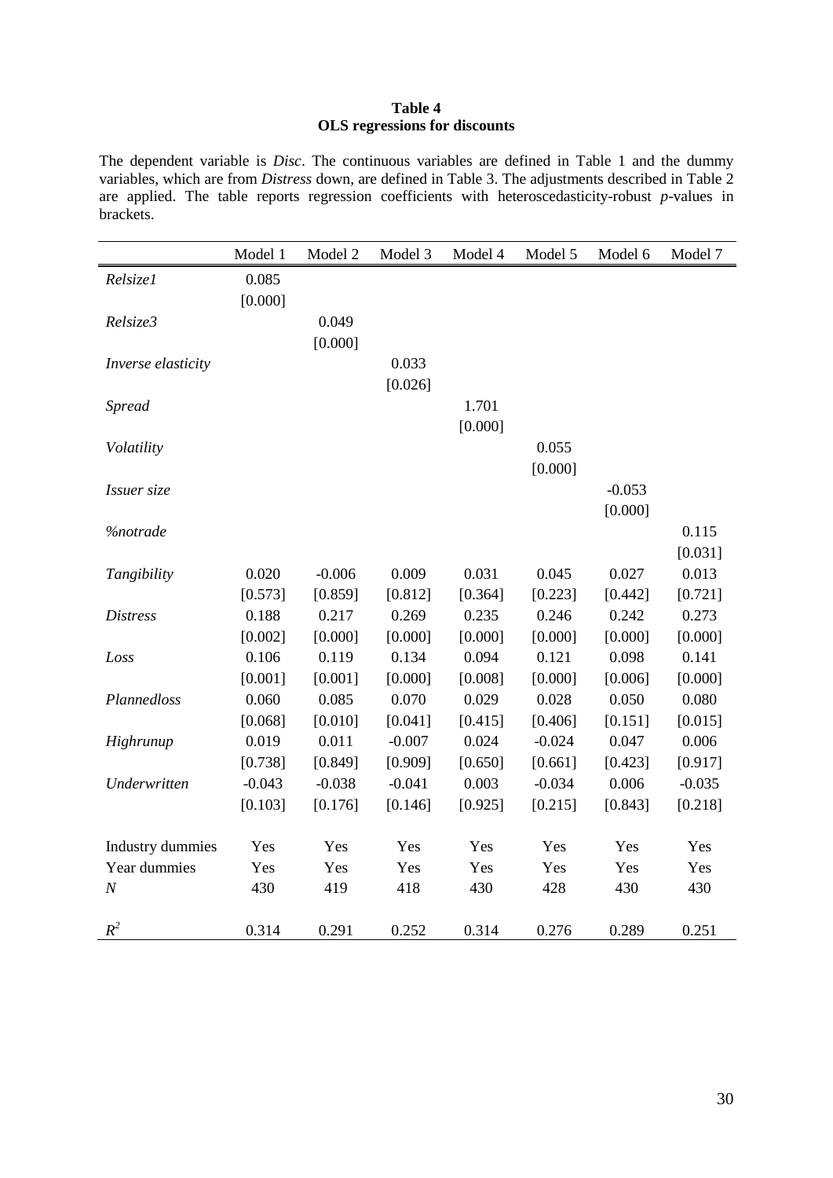**Table 4**
**OLS regressions for discounts**

The dependent variable is *Disc*. The continuous variables are defined in Table 1 and the dummy variables, which are from *Distress* down, are defined in Table 3. The adjustments described in Table 2 are applied. The table reports regression coefficients with heteroscedasticity-robust *p*-values in brackets.

| | Model 1 | Model 2 | Model 3 | Model 4 | Model 5 | Model 6 | Model 7 |
|---|---|---|---|---|---|---|---|
| *Relsize1* | 0.085 | | | | | | |
| | [0.000] | | | | | | |
| *Relsize3* | | 0.049 | | | | | |
| | | [0.000] | | | | | |
| *Inverse elasticity* | | | 0.033 | | | | |
| | | | [0.026] | | | | |
| *Spread* | | | | 1.701 | | | |
| | | | | [0.000] | | | |
| *Volatility* | | | | | 0.055 | | |
| | | | | | [0.000] | | |
| *Issuer size* | | | | | | -0.053 | |
| | | | | | | [0.000] | |
| *%notrade* | | | | | | | 0.115 |
| | | | | | | | [0.031] |
| *Tangibility* | 0.020 | -0.006 | 0.009 | 0.031 | 0.045 | 0.027 | 0.013 |
| | [0.573] | [0.859] | [0.812] | [0.364] | [0.223] | [0.442] | [0.721] |
| *Distress* | 0.188 | 0.217 | 0.269 | 0.235 | 0.246 | 0.242 | 0.273 |
| | [0.002] | [0.000] | [0.000] | [0.000] | [0.000] | [0.000] | [0.000] |
| *Loss* | 0.106 | 0.119 | 0.134 | 0.094 | 0.121 | 0.098 | 0.141 |
| | [0.001] | [0.001] | [0.000] | [0.008] | [0.000] | [0.006] | [0.000] |
| *Plannedloss* | 0.060 | 0.085 | 0.070 | 0.029 | 0.028 | 0.050 | 0.080 |
| | [0.068] | [0.010] | [0.041] | [0.415] | [0.406] | [0.151] | [0.015] |
| *Highrunup* | 0.019 | 0.011 | -0.007 | 0.024 | -0.024 | 0.047 | 0.006 |
| | [0.738] | [0.849] | [0.909] | [0.650] | [0.661] | [0.423] | [0.917] |
| *Underwritten* | -0.043 | -0.038 | -0.041 | 0.003 | -0.034 | 0.006 | -0.035 |
| | [0.103] | [0.176] | [0.146] | [0.925] | [0.215] | [0.843] | [0.218] |
| Industry dummies | Yes | Yes | Yes | Yes | Yes | Yes | Yes |
| Year dummies | Yes | Yes | Yes | Yes | Yes | Yes | Yes |
| $N$ | 430 | 419 | 418 | 430 | 428 | 430 | 430 |
| $R^2$ | 0.314 | 0.291 | 0.252 | 0.314 | 0.276 | 0.289 | 0.251 |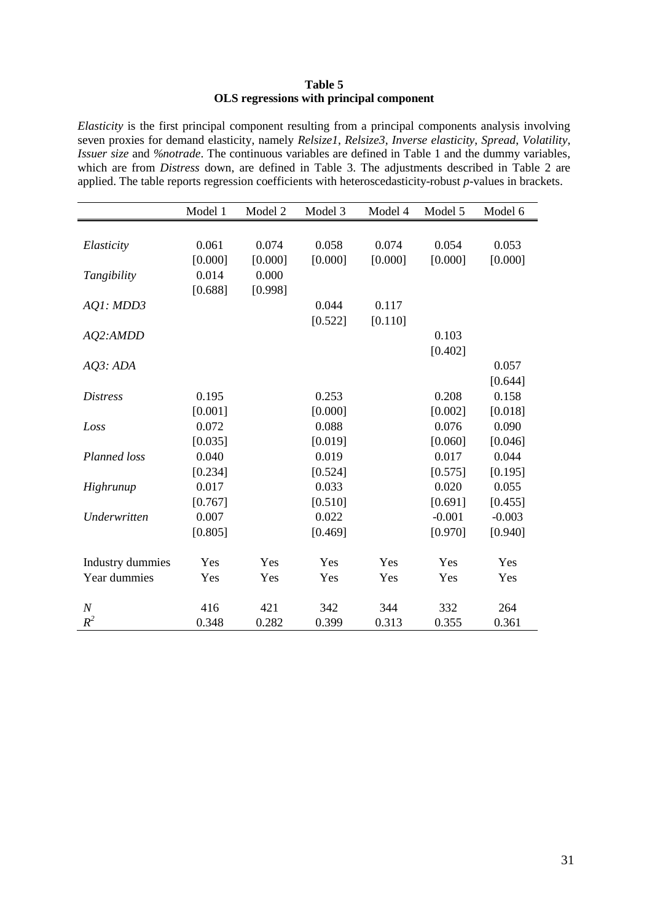**Table 5**
**OLS regressions with principal component**

*Elasticity* is the first principal component resulting from a principal components analysis involving seven proxies for demand elasticity, namely *Relsize1*, *Relsize3*, *Inverse elasticity*, *Spread*, *Volatility*, *Issuer size* and *%notrade*. The continuous variables are defined in Table 1 and the dummy variables, which are from *Distress* down, are defined in Table 3. The adjustments described in Table 2 are applied. The table reports regression coefficients with heteroscedasticity-robust *p*-values in brackets.

| | Model 1 | Model 2 | Model 3 | Model 4 | Model 5 | Model 6 |
|---|---|---|---|---|---|---|
| *Elasticity* | 0.061 | 0.074 | 0.058 | 0.074 | 0.054 | 0.053 |
| | [0.000] | [0.000] | [0.000] | [0.000] | [0.000] | [0.000] |
| *Tangibility* | 0.014 | 0.000 | | | | |
| | [0.688] | [0.998] | | | | |
| *AQ1: MDD3* | | | 0.044 | 0.117 | | |
| | | | [0.522] | [0.110] | | |
| *AQ2:AMDD* | | | | | 0.103 | |
| | | | | | [0.402] | |
| *AQ3: ADA* | | | | | | 0.057 |
| | | | | | | [0.644] |
| *Distress* | 0.195 | | 0.253 | | 0.208 | 0.158 |
| | [0.001] | | [0.000] | | [0.002] | [0.018] |
| *Loss* | 0.072 | | 0.088 | | 0.076 | 0.090 |
| | [0.035] | | [0.019] | | [0.060] | [0.046] |
| *Planned loss* | 0.040 | | 0.019 | | 0.017 | 0.044 |
| | [0.234] | | [0.524] | | [0.575] | [0.195] |
| *Highrunup* | 0.017 | | 0.033 | | 0.020 | 0.055 |
| | [0.767] | | [0.510] | | [0.691] | [0.455] |
| *Underwritten* | 0.007 | | 0.022 | | -0.001 | -0.003 |
| | [0.805] | | [0.469] | | [0.970] | [0.940] |
| Industry dummies | Yes | Yes | Yes | Yes | Yes | Yes |
| Year dummies | Yes | Yes | Yes | Yes | Yes | Yes |
| $N$ | 416 | 421 | 342 | 344 | 332 | 264 |
| $R^2$ | 0.348 | 0.282 | 0.399 | 0.313 | 0.355 | 0.361 |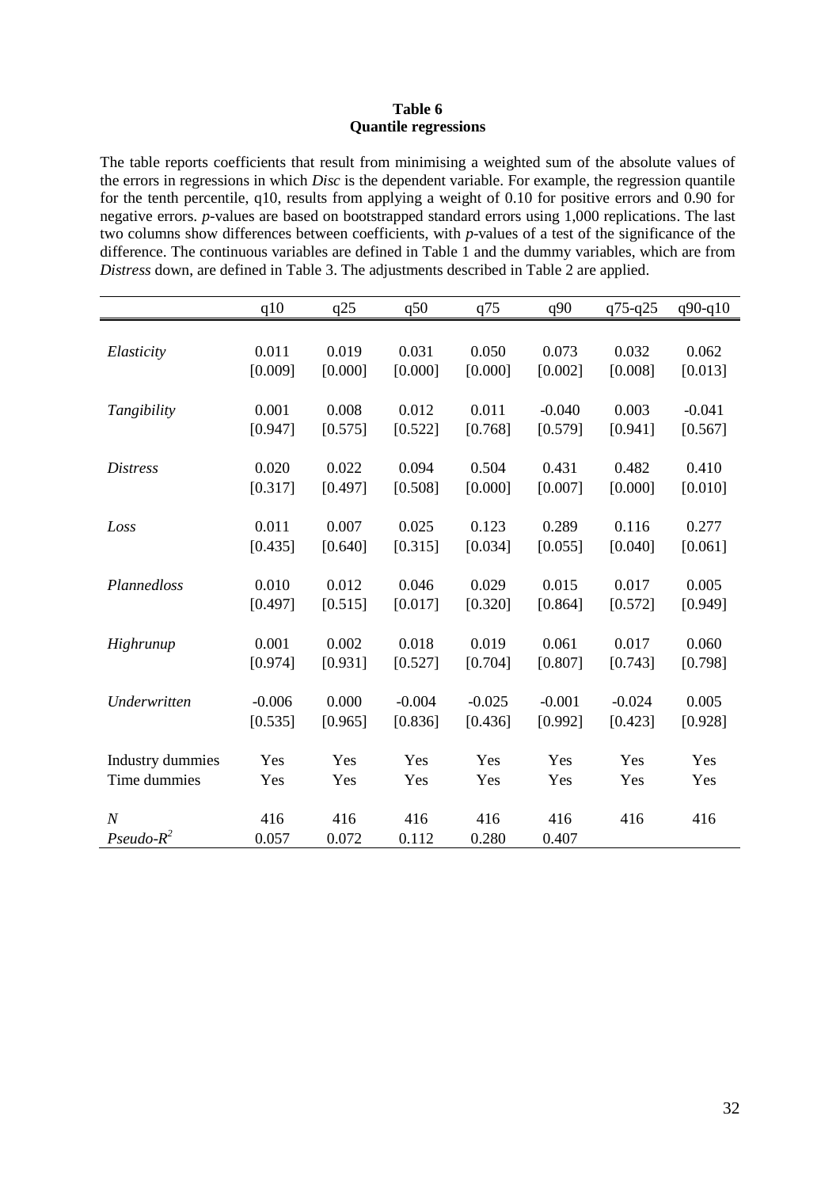**Table 6**
**Quantile regressions**

The table reports coefficients that result from minimising a weighted sum of the absolute values of the errors in regressions in which *Disc* is the dependent variable. For example, the regression quantile for the tenth percentile, q10, results from applying a weight of 0.10 for positive errors and 0.90 for negative errors. *p*-values are based on bootstrapped standard errors using 1,000 replications. The last two columns show differences between coefficients, with *p*-values of a test of the significance of the difference. The continuous variables are defined in Table 1 and the dummy variables, which are from *Distress* down, are defined in Table 3. The adjustments described in Table 2 are applied.

| | q10 | q25 | q50 | q75 | q90 | q75-q25 | q90-q10 |
|---|---|---|---|---|---|---|---|
| *Elasticity* | 0.011 | 0.019 | 0.031 | 0.050 | 0.073 | 0.032 | 0.062 |
| | [0.009] | [0.000] | [0.000] | [0.000] | [0.002] | [0.008] | [0.013] |
| *Tangibility* | 0.001 | 0.008 | 0.012 | 0.011 | -0.040 | 0.003 | -0.041 |
| | [0.947] | [0.575] | [0.522] | [0.768] | [0.579] | [0.941] | [0.567] |
| *Distress* | 0.020 | 0.022 | 0.094 | 0.504 | 0.431 | 0.482 | 0.410 |
| | [0.317] | [0.497] | [0.508] | [0.000] | [0.007] | [0.000] | [0.010] |
| *Loss* | 0.011 | 0.007 | 0.025 | 0.123 | 0.289 | 0.116 | 0.277 |
| | [0.435] | [0.640] | [0.315] | [0.034] | [0.055] | [0.040] | [0.061] |
| *Plannedloss* | 0.010 | 0.012 | 0.046 | 0.029 | 0.015 | 0.017 | 0.005 |
| | [0.497] | [0.515] | [0.017] | [0.320] | [0.864] | [0.572] | [0.949] |
| *Highrunup* | 0.001 | 0.002 | 0.018 | 0.019 | 0.061 | 0.017 | 0.060 |
| | [0.974] | [0.931] | [0.527] | [0.704] | [0.807] | [0.743] | [0.798] |
| *Underwritten* | -0.006 | 0.000 | -0.004 | -0.025 | -0.001 | -0.024 | 0.005 |
| | [0.535] | [0.965] | [0.836] | [0.436] | [0.992] | [0.423] | [0.928] |
| Industry dummies | Yes | Yes | Yes | Yes | Yes | Yes | Yes |
| Time dummies | Yes | Yes | Yes | Yes | Yes | Yes | Yes |
| *N* | 416 | 416 | 416 | 416 | 416 | 416 | 416 |
| *Pseudo-$R^2$* | 0.057 | 0.072 | 0.112 | 0.280 | 0.407 | | |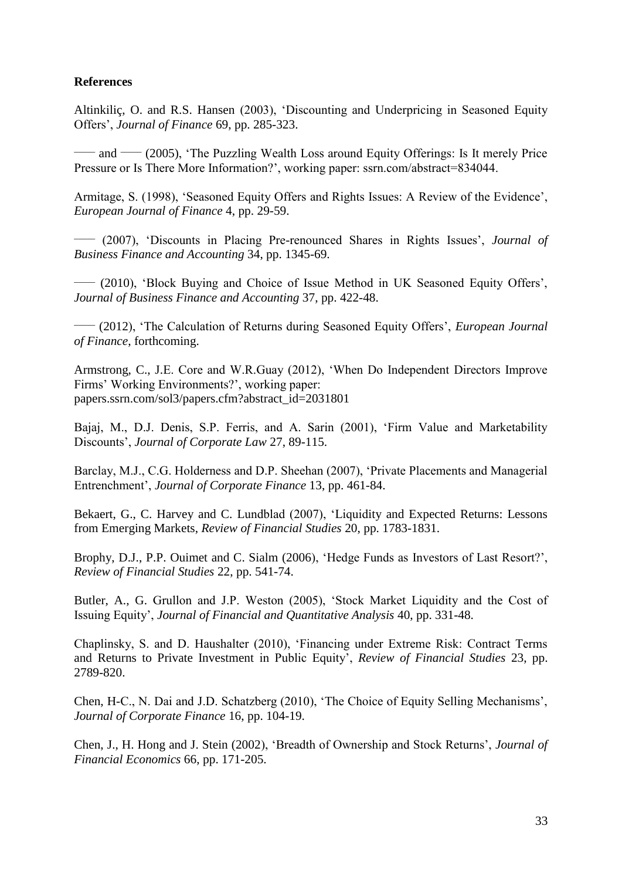**References**

Altinkiliç, O. and R.S. Hansen (2003), 'Discounting and Underpricing in Seasoned Equity Offers', *Journal of Finance* 69, pp. 285-323.

—— and —— (2005), 'The Puzzling Wealth Loss around Equity Offerings: Is It merely Price Pressure or Is There More Information?', working paper: ssrn.com/abstract=834044.

Armitage, S. (1998), 'Seasoned Equity Offers and Rights Issues: A Review of the Evidence', *European Journal of Finance* 4, pp. 29-59.

—— (2007), 'Discounts in Placing Pre-renounced Shares in Rights Issues', *Journal of Business Finance and Accounting* 34, pp. 1345-69.

—— (2010), 'Block Buying and Choice of Issue Method in UK Seasoned Equity Offers', *Journal of Business Finance and Accounting* 37, pp. 422-48.

—— (2012), 'The Calculation of Returns during Seasoned Equity Offers', *European Journal of Finance*, forthcoming.

Armstrong, C., J.E. Core and W.R.Guay (2012), 'When Do Independent Directors Improve Firms' Working Environments?', working paper: papers.ssrn.com/sol3/papers.cfm?abstract_id=2031801

Bajaj, M., D.J. Denis, S.P. Ferris, and A. Sarin (2001), 'Firm Value and Marketability Discounts', *Journal of Corporate Law* 27, 89-115.

Barclay, M.J., C.G. Holderness and D.P. Sheehan (2007), 'Private Placements and Managerial Entrenchment', *Journal of Corporate Finance* 13, pp. 461-84.

Bekaert, G., C. Harvey and C. Lundblad (2007), 'Liquidity and Expected Returns: Lessons from Emerging Markets, *Review of Financial Studies* 20, pp. 1783-1831.

Brophy, D.J., P.P. Ouimet and C. Sialm (2006), 'Hedge Funds as Investors of Last Resort?', *Review of Financial Studies* 22, pp. 541-74.

Butler, A., G. Grullon and J.P. Weston (2005), 'Stock Market Liquidity and the Cost of Issuing Equity', *Journal of Financial and Quantitative Analysis* 40, pp. 331-48.

Chaplinsky, S. and D. Haushalter (2010), 'Financing under Extreme Risk: Contract Terms and Returns to Private Investment in Public Equity', *Review of Financial Studies* 23, pp. 2789-820.

Chen, H-C., N. Dai and J.D. Schatzberg (2010), 'The Choice of Equity Selling Mechanisms', *Journal of Corporate Finance* 16, pp. 104-19.

Chen, J., H. Hong and J. Stein (2002), 'Breadth of Ownership and Stock Returns', *Journal of Financial Economics* 66, pp. 171-205.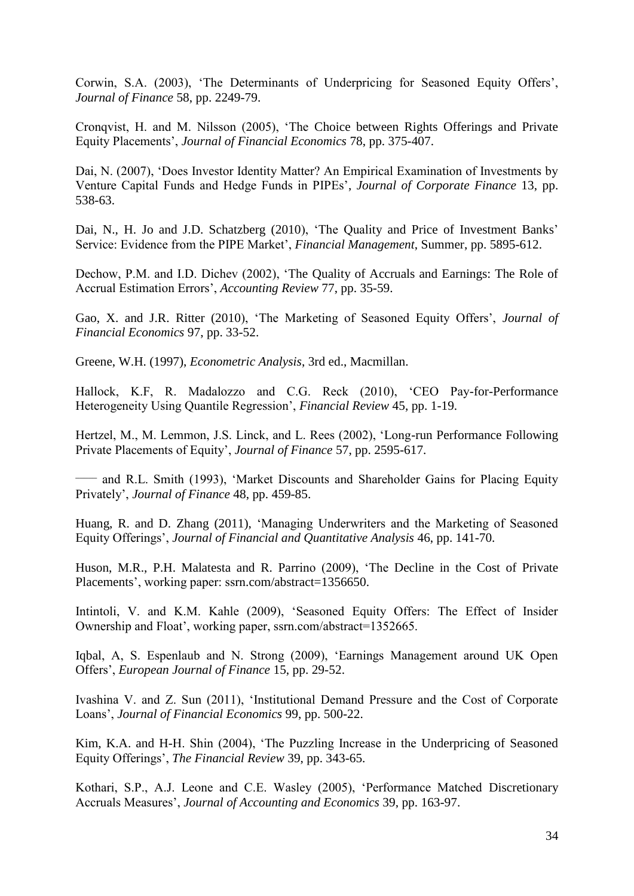Corwin, S.A. (2003), 'The Determinants of Underpricing for Seasoned Equity Offers', *Journal of Finance* 58, pp. 2249-79.

Cronqvist, H. and M. Nilsson (2005), 'The Choice between Rights Offerings and Private Equity Placements', *Journal of Financial Economics* 78, pp. 375-407.

Dai, N. (2007), 'Does Investor Identity Matter? An Empirical Examination of Investments by Venture Capital Funds and Hedge Funds in PIPEs', *Journal of Corporate Finance* 13, pp. 538-63.

Dai, N., H. Jo and J.D. Schatzberg (2010), 'The Quality and Price of Investment Banks' Service: Evidence from the PIPE Market', *Financial Management*, Summer, pp. 5895-612.

Dechow, P.M. and I.D. Dichev (2002), 'The Quality of Accruals and Earnings: The Role of Accrual Estimation Errors', *Accounting Review* 77, pp. 35-59.

Gao, X. and J.R. Ritter (2010), 'The Marketing of Seasoned Equity Offers', *Journal of Financial Economics* 97, pp. 33-52.

Greene, W.H. (1997), *Econometric Analysis*, 3rd ed., Macmillan.

Hallock, K.F, R. Madalozzo and C.G. Reck (2010), 'CEO Pay-for-Performance Heterogeneity Using Quantile Regression', *Financial Review* 45, pp. 1-19.

Hertzel, M., M. Lemmon, J.S. Linck, and L. Rees (2002), 'Long-run Performance Following Private Placements of Equity', *Journal of Finance* 57, pp. 2595-617.

—— and R.L. Smith (1993), 'Market Discounts and Shareholder Gains for Placing Equity Privately', *Journal of Finance* 48, pp. 459-85.

Huang, R. and D. Zhang (2011), 'Managing Underwriters and the Marketing of Seasoned Equity Offerings', *Journal of Financial and Quantitative Analysis* 46, pp. 141-70.

Huson, M.R., P.H. Malatesta and R. Parrino (2009), 'The Decline in the Cost of Private Placements', working paper: ssrn.com/abstract=1356650.

Intintoli, V. and K.M. Kahle (2009), 'Seasoned Equity Offers: The Effect of Insider Ownership and Float', working paper, ssrn.com/abstract=1352665.

Iqbal, A, S. Espenlaub and N. Strong (2009), 'Earnings Management around UK Open Offers', *European Journal of Finance* 15, pp. 29-52.

Ivashina V. and Z. Sun (2011), 'Institutional Demand Pressure and the Cost of Corporate Loans', *Journal of Financial Economics* 99, pp. 500-22.

Kim, K.A. and H-H. Shin (2004), 'The Puzzling Increase in the Underpricing of Seasoned Equity Offerings', *The Financial Review* 39, pp. 343-65.

Kothari, S.P., A.J. Leone and C.E. Wasley (2005), 'Performance Matched Discretionary Accruals Measures', *Journal of Accounting and Economics* 39, pp. 163-97.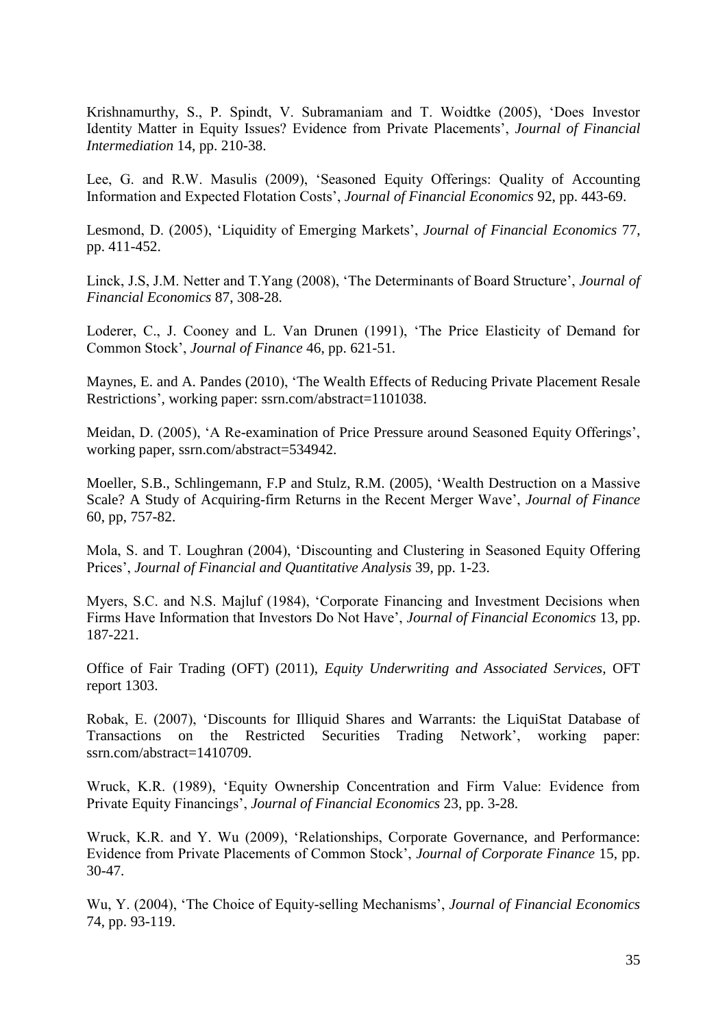Krishnamurthy, S., P. Spindt, V. Subramaniam and T. Woidtke (2005), 'Does Investor Identity Matter in Equity Issues? Evidence from Private Placements', *Journal of Financial Intermediation* 14, pp. 210-38.

Lee, G. and R.W. Masulis (2009), 'Seasoned Equity Offerings: Quality of Accounting Information and Expected Flotation Costs', *Journal of Financial Economics* 92, pp. 443-69.

Lesmond, D. (2005), 'Liquidity of Emerging Markets', *Journal of Financial Economics* 77, pp. 411-452.

Linck, J.S, J.M. Netter and T.Yang (2008), 'The Determinants of Board Structure', *Journal of Financial Economics* 87, 308-28.

Loderer, C., J. Cooney and L. Van Drunen (1991), 'The Price Elasticity of Demand for Common Stock', *Journal of Finance* 46, pp. 621-51.

Maynes, E. and A. Pandes (2010), 'The Wealth Effects of Reducing Private Placement Resale Restrictions', working paper: ssrn.com/abstract=1101038.

Meidan, D. (2005), 'A Re-examination of Price Pressure around Seasoned Equity Offerings', working paper, ssrn.com/abstract=534942.

Moeller, S.B., Schlingemann, F.P and Stulz, R.M. (2005), 'Wealth Destruction on a Massive Scale? A Study of Acquiring-firm Returns in the Recent Merger Wave', *Journal of Finance* 60, pp, 757-82.

Mola, S. and T. Loughran (2004), 'Discounting and Clustering in Seasoned Equity Offering Prices', *Journal of Financial and Quantitative Analysis* 39, pp. 1-23.

Myers, S.C. and N.S. Majluf (1984), 'Corporate Financing and Investment Decisions when Firms Have Information that Investors Do Not Have', *Journal of Financial Economics* 13, pp. 187-221.

Office of Fair Trading (OFT) (2011), *Equity Underwriting and Associated Services*, OFT report 1303.

Robak, E. (2007), 'Discounts for Illiquid Shares and Warrants: the LiquiStat Database of Transactions on the Restricted Securities Trading Network', working paper: ssrn.com/abstract=1410709.

Wruck, K.R. (1989), 'Equity Ownership Concentration and Firm Value: Evidence from Private Equity Financings', *Journal of Financial Economics* 23, pp. 3-28.

Wruck, K.R. and Y. Wu (2009), 'Relationships, Corporate Governance, and Performance: Evidence from Private Placements of Common Stock', *Journal of Corporate Finance* 15, pp. 30-47.

Wu, Y. (2004), 'The Choice of Equity-selling Mechanisms', *Journal of Financial Economics* 74, pp. 93-119.